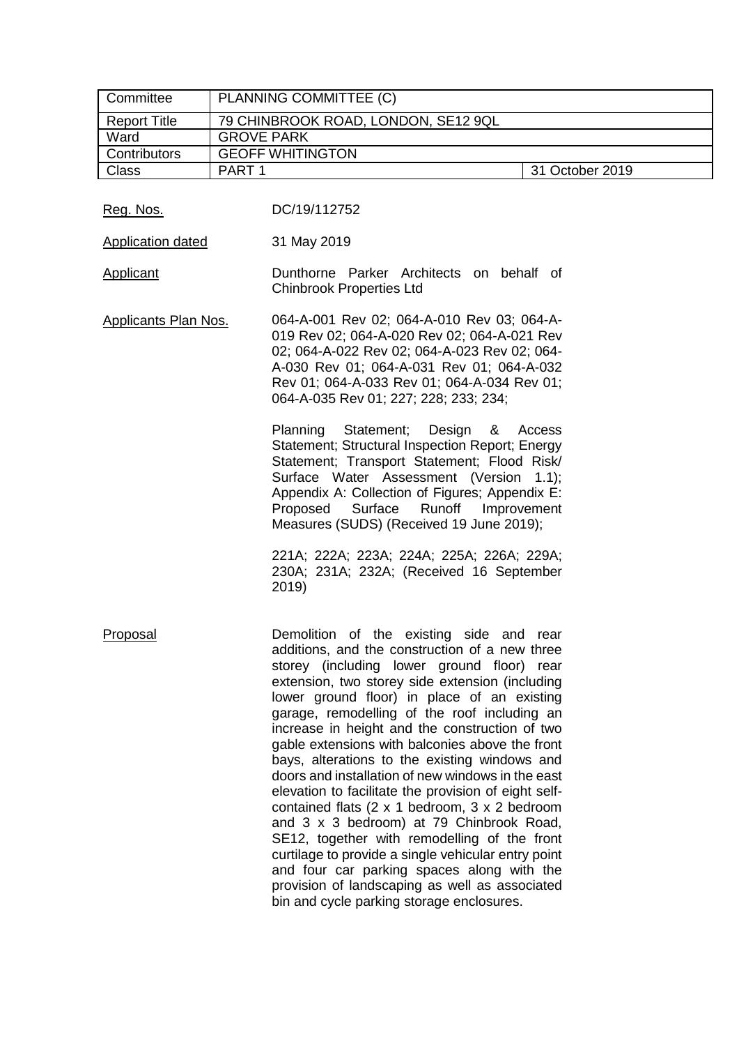| | | |
|---|---|---|
| Committee | PLANNING COMMITTEE (C) | |
| Report Title | 79 CHINBROOK ROAD, LONDON, SE12 9QL | |
| Ward | GROVE PARK | |
| Contributors | GEOFF WHITINGTON | |
| Class | PART 1 | 31 October 2019 |

| | |
|---|---|
| Reg. Nos. | DC/19/112752 |
| Application dated | 31 May 2019 |
| Applicant | Dunthorne Parker Architects on behalf of Chinbrook Properties Ltd |
| Applicants Plan Nos. | 064-A-001 Rev 02; 064-A-010 Rev 03; 064-A-019 Rev 02; 064-A-020 Rev 02; 064-A-021 Rev 02; 064-A-022 Rev 02; 064-A-023 Rev 02; 064-A-030 Rev 01; 064-A-031 Rev 01; 064-A-032 Rev 01; 064-A-033 Rev 01; 064-A-034 Rev 01; 064-A-035 Rev 01; 227; 228; 233; 234;<br><br>Planning Statement; Design & Access Statement; Structural Inspection Report; Energy Statement; Transport Statement; Flood Risk/ Surface Water Assessment (Version 1.1); Appendix A: Collection of Figures; Appendix E: Proposed Surface Runoff Improvement Measures (SUDS) (Received 19 June 2019);<br><br>221A; 222A; 223A; 224A; 225A; 226A; 229A; 230A; 231A; 232A; (Received 16 September 2019) |
| Proposal | Demolition of the existing side and rear additions, and the construction of a new three storey (including lower ground floor) rear extension, two storey side extension (including lower ground floor) in place of an existing garage, remodelling of the roof including an increase in height and the construction of two gable extensions with balconies above the front bays, alterations to the existing windows and doors and installation of new windows in the east elevation to facilitate the provision of eight self-contained flats (2 x 1 bedroom, 3 x 2 bedroom and 3 x 3 bedroom) at 79 Chinbrook Road, SE12, together with remodelling of the front curtilage to provide a single vehicular entry point and four car parking spaces along with the provision of landscaping as well as associated bin and cycle parking storage enclosures. |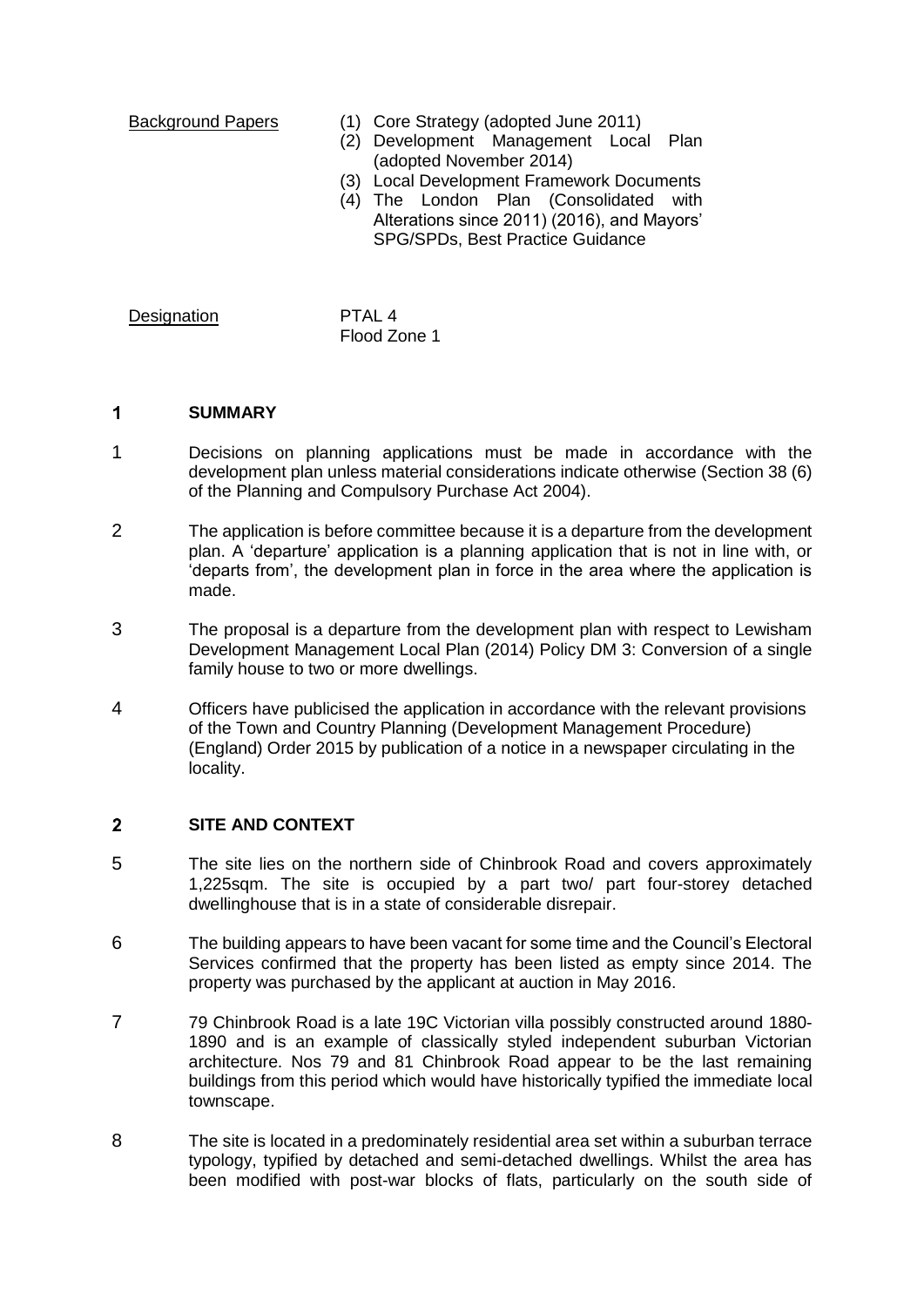Background Papers

(1) Core Strategy (adopted June 2011)
(2) Development Management Local Plan (adopted November 2014)
(3) Local Development Framework Documents
(4) The London Plan (Consolidated with Alterations since 2011) (2016), and Mayors' SPG/SPDs, Best Practice Guidance

Designation

PTAL 4
Flood Zone 1

## 1 SUMMARY

1 Decisions on planning applications must be made in accordance with the development plan unless material considerations indicate otherwise (Section 38 (6) of the Planning and Compulsory Purchase Act 2004).

2 The application is before committee because it is a departure from the development plan. A 'departure' application is a planning application that is not in line with, or 'departs from', the development plan in force in the area where the application is made.

3 The proposal is a departure from the development plan with respect to Lewisham Development Management Local Plan (2014) Policy DM 3: Conversion of a single family house to two or more dwellings.

4 Officers have publicised the application in accordance with the relevant provisions of the Town and Country Planning (Development Management Procedure) (England) Order 2015 by publication of a notice in a newspaper circulating in the locality.

## 2 SITE AND CONTEXT

5 The site lies on the northern side of Chinbrook Road and covers approximately 1,225sqm. The site is occupied by a part two/ part four-storey detached dwellinghouse that is in a state of considerable disrepair.

6 The building appears to have been vacant for some time and the Council's Electoral Services confirmed that the property has been listed as empty since 2014. The property was purchased by the applicant at auction in May 2016.

7 79 Chinbrook Road is a late 19C Victorian villa possibly constructed around 1880-1890 and is an example of classically styled independent suburban Victorian architecture. Nos 79 and 81 Chinbrook Road appear to be the last remaining buildings from this period which would have historically typified the immediate local townscape.

8 The site is located in a predominately residential area set within a suburban terrace typology, typified by detached and semi-detached dwellings. Whilst the area has been modified with post-war blocks of flats, particularly on the south side of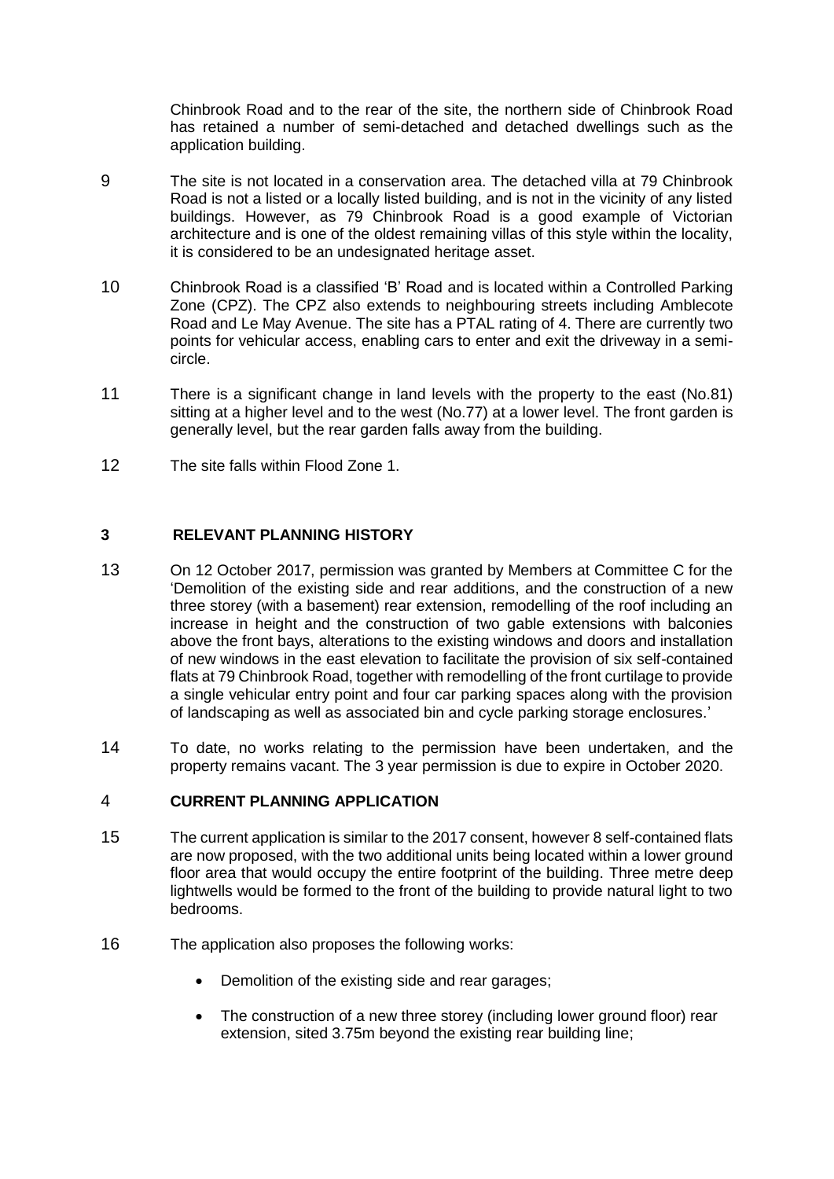Chinbrook Road and to the rear of the site, the northern side of Chinbrook Road has retained a number of semi-detached and detached dwellings such as the application building.

9 The site is not located in a conservation area. The detached villa at 79 Chinbrook Road is not a listed or a locally listed building, and is not in the vicinity of any listed buildings. However, as 79 Chinbrook Road is a good example of Victorian architecture and is one of the oldest remaining villas of this style within the locality, it is considered to be an undesignated heritage asset.

10 Chinbrook Road is a classified 'B' Road and is located within a Controlled Parking Zone (CPZ). The CPZ also extends to neighbouring streets including Amblecote Road and Le May Avenue. The site has a PTAL rating of 4. There are currently two points for vehicular access, enabling cars to enter and exit the driveway in a semi-circle.

11 There is a significant change in land levels with the property to the east (No.81) sitting at a higher level and to the west (No.77) at a lower level. The front garden is generally level, but the rear garden falls away from the building.

12 The site falls within Flood Zone 1.

## 3 RELEVANT PLANNING HISTORY

13 On 12 October 2017, permission was granted by Members at Committee C for the 'Demolition of the existing side and rear additions, and the construction of a new three storey (with a basement) rear extension, remodelling of the roof including an increase in height and the construction of two gable extensions with balconies above the front bays, alterations to the existing windows and doors and installation of new windows in the east elevation to facilitate the provision of six self-contained flats at 79 Chinbrook Road, together with remodelling of the front curtilage to provide a single vehicular entry point and four car parking spaces along with the provision of landscaping as well as associated bin and cycle parking storage enclosures.'

14 To date, no works relating to the permission have been undertaken, and the property remains vacant. The 3 year permission is due to expire in October 2020.

## 4 CURRENT PLANNING APPLICATION

15 The current application is similar to the 2017 consent, however 8 self-contained flats are now proposed, with the two additional units being located within a lower ground floor area that would occupy the entire footprint of the building. Three metre deep lightwells would be formed to the front of the building to provide natural light to two bedrooms.

16 The application also proposes the following works:

- Demolition of the existing side and rear garages;
- The construction of a new three storey (including lower ground floor) rear extension, sited 3.75m beyond the existing rear building line;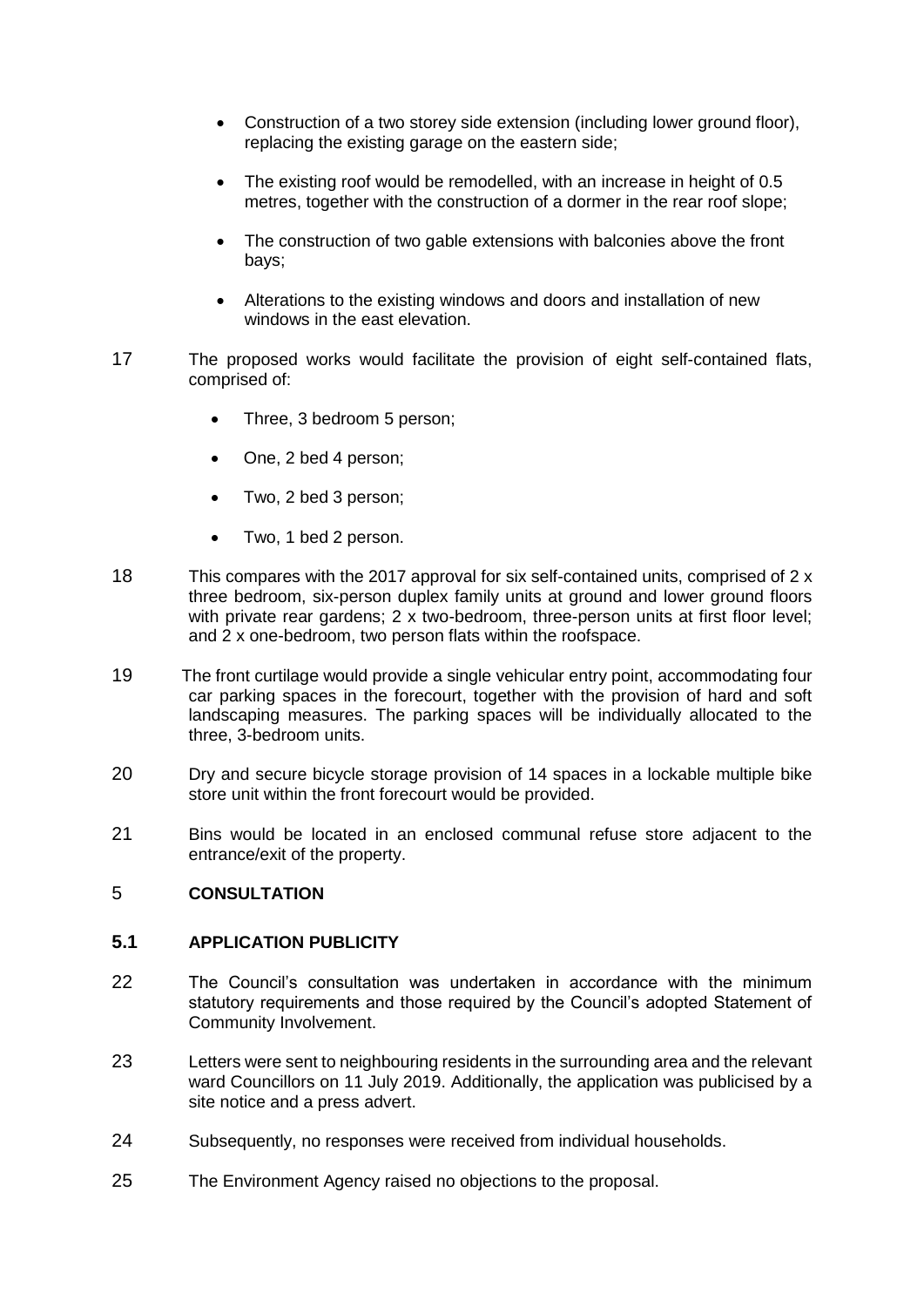- Construction of a two storey side extension (including lower ground floor), replacing the existing garage on the eastern side;

- The existing roof would be remodelled, with an increase in height of 0.5 metres, together with the construction of a dormer in the rear roof slope;

- The construction of two gable extensions with balconies above the front bays;

- Alterations to the existing windows and doors and installation of new windows in the east elevation.

17 The proposed works would facilitate the provision of eight self-contained flats, comprised of:

- Three, 3 bedroom 5 person;
- One, 2 bed 4 person;
- Two, 2 bed 3 person;
- Two, 1 bed 2 person.

18 This compares with the 2017 approval for six self-contained units, comprised of 2 x three bedroom, six-person duplex family units at ground and lower ground floors with private rear gardens; 2 x two-bedroom, three-person units at first floor level; and 2 x one-bedroom, two person flats within the roofspace.

19 The front curtilage would provide a single vehicular entry point, accommodating four car parking spaces in the forecourt, together with the provision of hard and soft landscaping measures. The parking spaces will be individually allocated to the three, 3-bedroom units.

20 Dry and secure bicycle storage provision of 14 spaces in a lockable multiple bike store unit within the front forecourt would be provided.

21 Bins would be located in an enclosed communal refuse store adjacent to the entrance/exit of the property.

## 5 CONSULTATION

### 5.1 APPLICATION PUBLICITY

22 The Council's consultation was undertaken in accordance with the minimum statutory requirements and those required by the Council's adopted Statement of Community Involvement.

23 Letters were sent to neighbouring residents in the surrounding area and the relevant ward Councillors on 11 July 2019. Additionally, the application was publicised by a site notice and a press advert.

24 Subsequently, no responses were received from individual households.

25 The Environment Agency raised no objections to the proposal.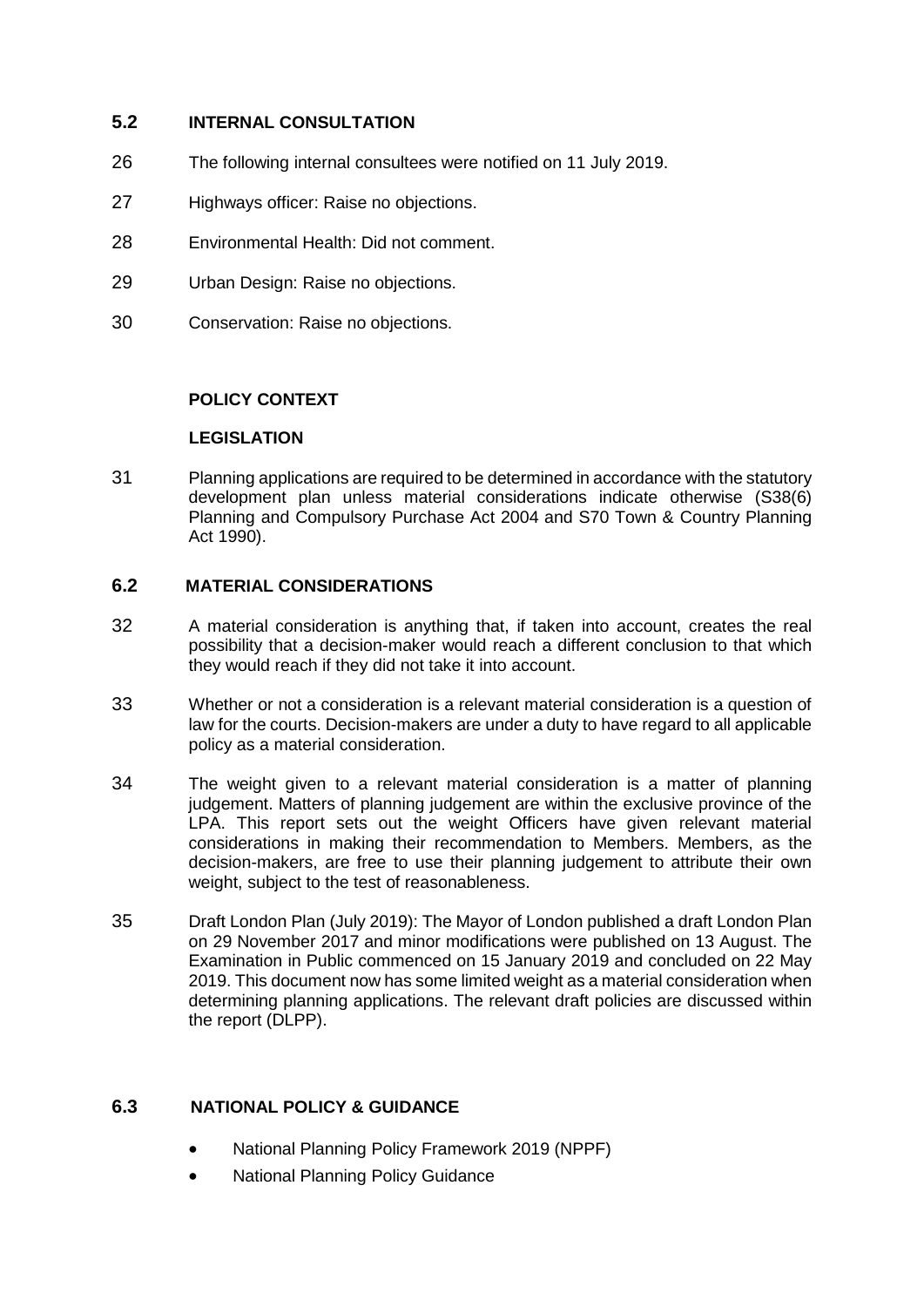## 5.2 INTERNAL CONSULTATION

26 The following internal consultees were notified on 11 July 2019.

27 Highways officer: Raise no objections.

28 Environmental Health: Did not comment.

29 Urban Design: Raise no objections.

30 Conservation: Raise no objections.

## POLICY CONTEXT

### LEGISLATION

31 Planning applications are required to be determined in accordance with the statutory development plan unless material considerations indicate otherwise (S38(6) Planning and Compulsory Purchase Act 2004 and S70 Town & Country Planning Act 1990).

## 6.2 MATERIAL CONSIDERATIONS

32 A material consideration is anything that, if taken into account, creates the real possibility that a decision-maker would reach a different conclusion to that which they would reach if they did not take it into account.

33 Whether or not a consideration is a relevant material consideration is a question of law for the courts. Decision-makers are under a duty to have regard to all applicable policy as a material consideration.

34 The weight given to a relevant material consideration is a matter of planning judgement. Matters of planning judgement are within the exclusive province of the LPA. This report sets out the weight Officers have given relevant material considerations in making their recommendation to Members. Members, as the decision-makers, are free to use their planning judgement to attribute their own weight, subject to the test of reasonableness.

35 Draft London Plan (July 2019): The Mayor of London published a draft London Plan on 29 November 2017 and minor modifications were published on 13 August. The Examination in Public commenced on 15 January 2019 and concluded on 22 May 2019. This document now has some limited weight as a material consideration when determining planning applications. The relevant draft policies are discussed within the report (DLPP).

## 6.3 NATIONAL POLICY & GUIDANCE

- National Planning Policy Framework 2019 (NPPF)
- National Planning Policy Guidance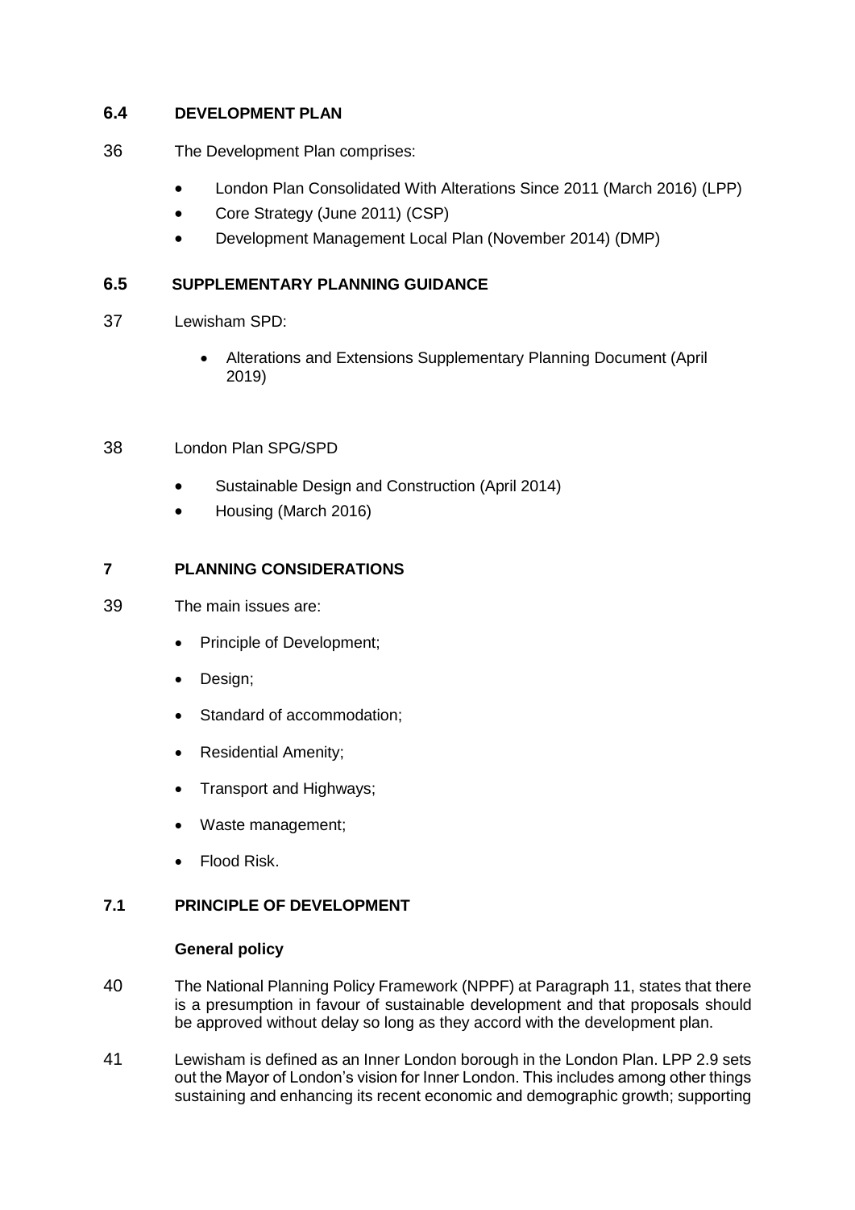### 6.4 DEVELOPMENT PLAN

36 The Development Plan comprises:

- London Plan Consolidated With Alterations Since 2011 (March 2016) (LPP)
- Core Strategy (June 2011) (CSP)
- Development Management Local Plan (November 2014) (DMP)

### 6.5 SUPPLEMENTARY PLANNING GUIDANCE

37 Lewisham SPD:

- Alterations and Extensions Supplementary Planning Document (April 2019)

38 London Plan SPG/SPD

- Sustainable Design and Construction (April 2014)
- Housing (March 2016)

## 7 PLANNING CONSIDERATIONS

39 The main issues are:

- Principle of Development;
- Design;
- Standard of accommodation;
- Residential Amenity;
- Transport and Highways;
- Waste management;
- Flood Risk.

### 7.1 PRINCIPLE OF DEVELOPMENT

**General policy**

40 The National Planning Policy Framework (NPPF) at Paragraph 11, states that there is a presumption in favour of sustainable development and that proposals should be approved without delay so long as they accord with the development plan.

41 Lewisham is defined as an Inner London borough in the London Plan. LPP 2.9 sets out the Mayor of London's vision for Inner London. This includes among other things sustaining and enhancing its recent economic and demographic growth; supporting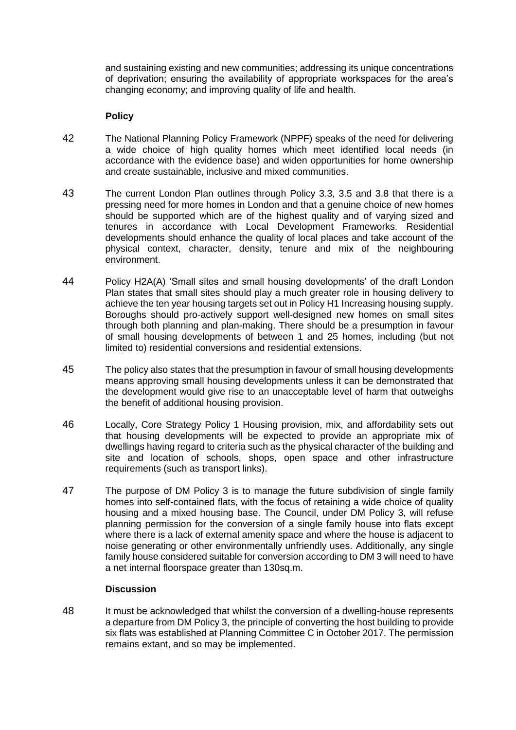and sustaining existing and new communities; addressing its unique concentrations of deprivation; ensuring the availability of appropriate workspaces for the area's changing economy; and improving quality of life and health.

### Policy

42 The National Planning Policy Framework (NPPF) speaks of the need for delivering a wide choice of high quality homes which meet identified local needs (in accordance with the evidence base) and widen opportunities for home ownership and create sustainable, inclusive and mixed communities.

43 The current London Plan outlines through Policy 3.3, 3.5 and 3.8 that there is a pressing need for more homes in London and that a genuine choice of new homes should be supported which are of the highest quality and of varying sized and tenures in accordance with Local Development Frameworks. Residential developments should enhance the quality of local places and take account of the physical context, character, density, tenure and mix of the neighbouring environment.

44 Policy H2A(A) 'Small sites and small housing developments' of the draft London Plan states that small sites should play a much greater role in housing delivery to achieve the ten year housing targets set out in Policy H1 Increasing housing supply. Boroughs should pro-actively support well-designed new homes on small sites through both planning and plan-making. There should be a presumption in favour of small housing developments of between 1 and 25 homes, including (but not limited to) residential conversions and residential extensions.

45 The policy also states that the presumption in favour of small housing developments means approving small housing developments unless it can be demonstrated that the development would give rise to an unacceptable level of harm that outweighs the benefit of additional housing provision.

46 Locally, Core Strategy Policy 1 Housing provision, mix, and affordability sets out that housing developments will be expected to provide an appropriate mix of dwellings having regard to criteria such as the physical character of the building and site and location of schools, shops, open space and other infrastructure requirements (such as transport links).

47 The purpose of DM Policy 3 is to manage the future subdivision of single family homes into self-contained flats, with the focus of retaining a wide choice of quality housing and a mixed housing base. The Council, under DM Policy 3, will refuse planning permission for the conversion of a single family house into flats except where there is a lack of external amenity space and where the house is adjacent to noise generating or other environmentally unfriendly uses. Additionally, any single family house considered suitable for conversion according to DM 3 will need to have a net internal floorspace greater than 130sq.m.

### Discussion

48 It must be acknowledged that whilst the conversion of a dwelling-house represents a departure from DM Policy 3, the principle of converting the host building to provide six flats was established at Planning Committee C in October 2017. The permission remains extant, and so may be implemented.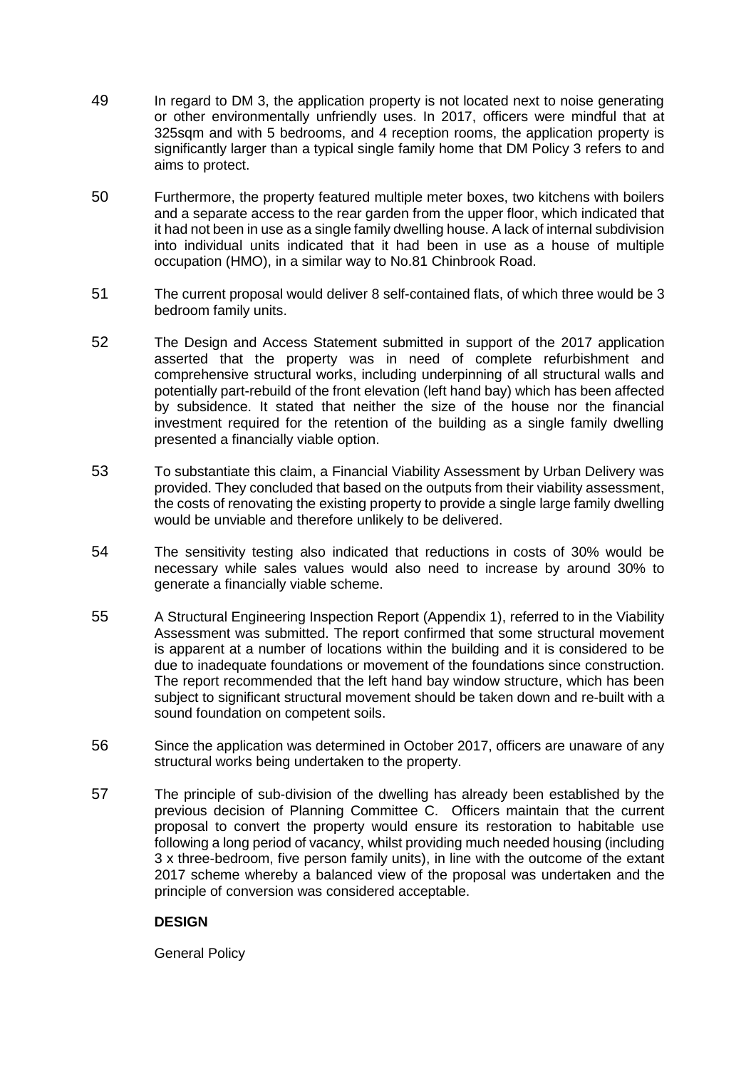49 In regard to DM 3, the application property is not located next to noise generating or other environmentally unfriendly uses. In 2017, officers were mindful that at 325sqm and with 5 bedrooms, and 4 reception rooms, the application property is significantly larger than a typical single family home that DM Policy 3 refers to and aims to protect.

50 Furthermore, the property featured multiple meter boxes, two kitchens with boilers and a separate access to the rear garden from the upper floor, which indicated that it had not been in use as a single family dwelling house. A lack of internal subdivision into individual units indicated that it had been in use as a house of multiple occupation (HMO), in a similar way to No.81 Chinbrook Road.

51 The current proposal would deliver 8 self-contained flats, of which three would be 3 bedroom family units.

52 The Design and Access Statement submitted in support of the 2017 application asserted that the property was in need of complete refurbishment and comprehensive structural works, including underpinning of all structural walls and potentially part-rebuild of the front elevation (left hand bay) which has been affected by subsidence. It stated that neither the size of the house nor the financial investment required for the retention of the building as a single family dwelling presented a financially viable option.

53 To substantiate this claim, a Financial Viability Assessment by Urban Delivery was provided. They concluded that based on the outputs from their viability assessment, the costs of renovating the existing property to provide a single large family dwelling would be unviable and therefore unlikely to be delivered.

54 The sensitivity testing also indicated that reductions in costs of 30% would be necessary while sales values would also need to increase by around 30% to generate a financially viable scheme.

55 A Structural Engineering Inspection Report (Appendix 1), referred to in the Viability Assessment was submitted. The report confirmed that some structural movement is apparent at a number of locations within the building and it is considered to be due to inadequate foundations or movement of the foundations since construction. The report recommended that the left hand bay window structure, which has been subject to significant structural movement should be taken down and re-built with a sound foundation on competent soils.

56 Since the application was determined in October 2017, officers are unaware of any structural works being undertaken to the property.

57 The principle of sub-division of the dwelling has already been established by the previous decision of Planning Committee C. Officers maintain that the current proposal to convert the property would ensure its restoration to habitable use following a long period of vacancy, whilst providing much needed housing (including 3 x three-bedroom, five person family units), in line with the outcome of the extant 2017 scheme whereby a balanced view of the proposal was undertaken and the principle of conversion was considered acceptable.

**DESIGN**

General Policy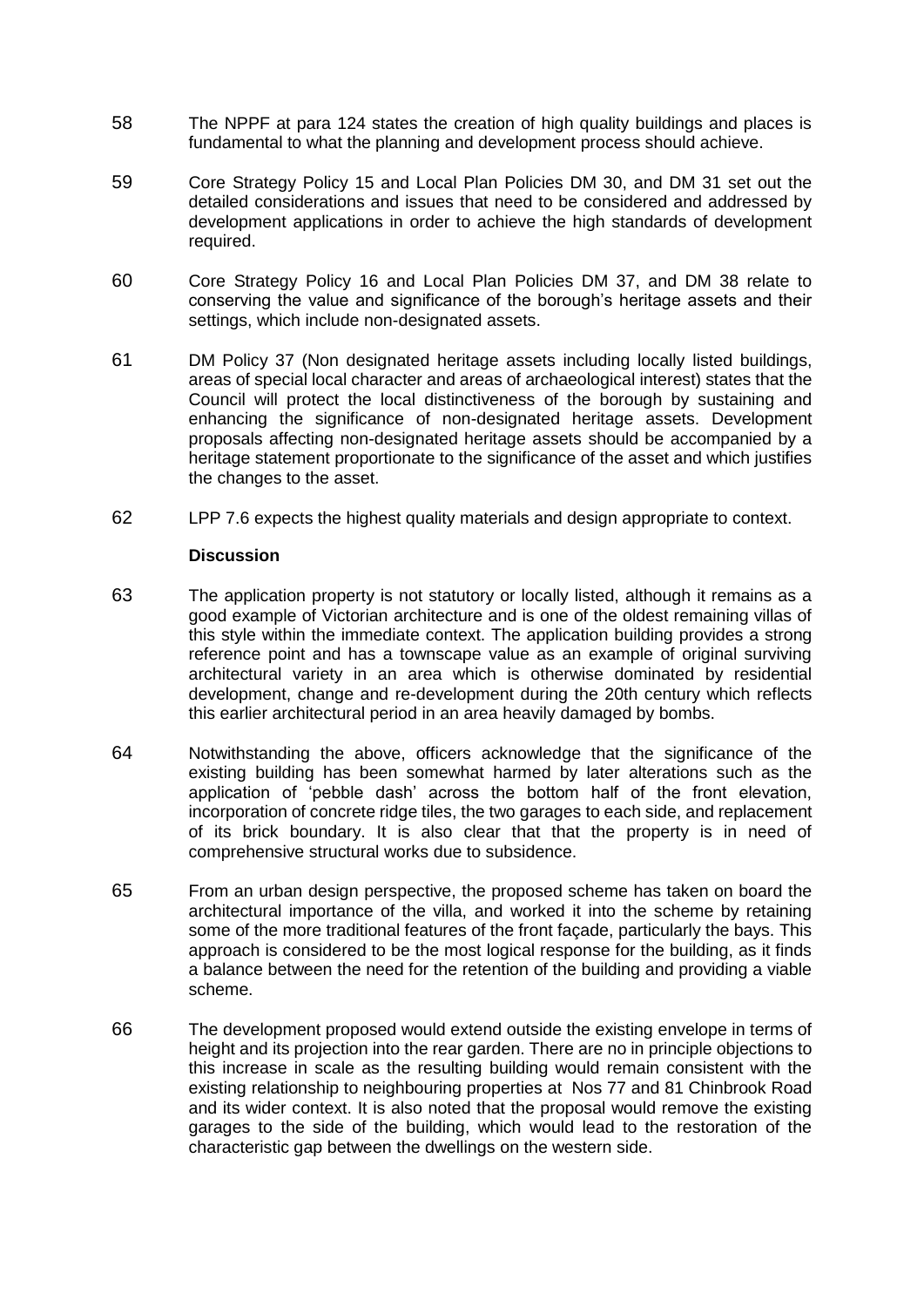58 The NPPF at para 124 states the creation of high quality buildings and places is fundamental to what the planning and development process should achieve.

59 Core Strategy Policy 15 and Local Plan Policies DM 30, and DM 31 set out the detailed considerations and issues that need to be considered and addressed by development applications in order to achieve the high standards of development required.

60 Core Strategy Policy 16 and Local Plan Policies DM 37, and DM 38 relate to conserving the value and significance of the borough's heritage assets and their settings, which include non-designated assets.

61 DM Policy 37 (Non designated heritage assets including locally listed buildings, areas of special local character and areas of archaeological interest) states that the Council will protect the local distinctiveness of the borough by sustaining and enhancing the significance of non-designated heritage assets. Development proposals affecting non-designated heritage assets should be accompanied by a heritage statement proportionate to the significance of the asset and which justifies the changes to the asset.

62 LPP 7.6 expects the highest quality materials and design appropriate to context.

**Discussion**

63 The application property is not statutory or locally listed, although it remains as a good example of Victorian architecture and is one of the oldest remaining villas of this style within the immediate context. The application building provides a strong reference point and has a townscape value as an example of original surviving architectural variety in an area which is otherwise dominated by residential development, change and re-development during the 20th century which reflects this earlier architectural period in an area heavily damaged by bombs.

64 Notwithstanding the above, officers acknowledge that the significance of the existing building has been somewhat harmed by later alterations such as the application of 'pebble dash' across the bottom half of the front elevation, incorporation of concrete ridge tiles, the two garages to each side, and replacement of its brick boundary. It is also clear that that the property is in need of comprehensive structural works due to subsidence.

65 From an urban design perspective, the proposed scheme has taken on board the architectural importance of the villa, and worked it into the scheme by retaining some of the more traditional features of the front façade, particularly the bays. This approach is considered to be the most logical response for the building, as it finds a balance between the need for the retention of the building and providing a viable scheme.

66 The development proposed would extend outside the existing envelope in terms of height and its projection into the rear garden. There are no in principle objections to this increase in scale as the resulting building would remain consistent with the existing relationship to neighbouring properties at Nos 77 and 81 Chinbrook Road and its wider context. It is also noted that the proposal would remove the existing garages to the side of the building, which would lead to the restoration of the characteristic gap between the dwellings on the western side.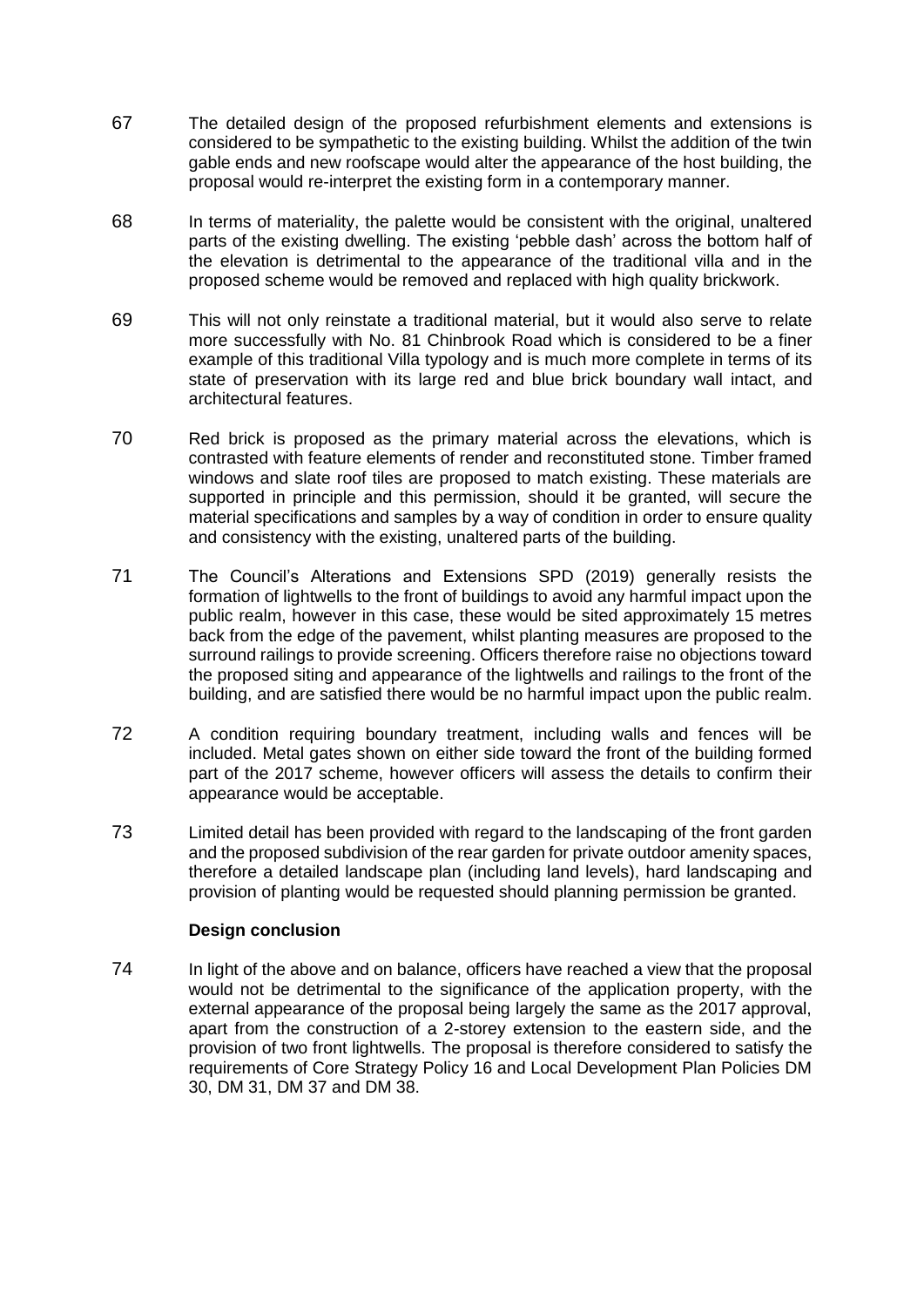67 The detailed design of the proposed refurbishment elements and extensions is considered to be sympathetic to the existing building. Whilst the addition of the twin gable ends and new roofscape would alter the appearance of the host building, the proposal would re-interpret the existing form in a contemporary manner.

68 In terms of materiality, the palette would be consistent with the original, unaltered parts of the existing dwelling. The existing 'pebble dash' across the bottom half of the elevation is detrimental to the appearance of the traditional villa and in the proposed scheme would be removed and replaced with high quality brickwork.

69 This will not only reinstate a traditional material, but it would also serve to relate more successfully with No. 81 Chinbrook Road which is considered to be a finer example of this traditional Villa typology and is much more complete in terms of its state of preservation with its large red and blue brick boundary wall intact, and architectural features.

70 Red brick is proposed as the primary material across the elevations, which is contrasted with feature elements of render and reconstituted stone. Timber framed windows and slate roof tiles are proposed to match existing. These materials are supported in principle and this permission, should it be granted, will secure the material specifications and samples by a way of condition in order to ensure quality and consistency with the existing, unaltered parts of the building.

71 The Council's Alterations and Extensions SPD (2019) generally resists the formation of lightwells to the front of buildings to avoid any harmful impact upon the public realm, however in this case, these would be sited approximately 15 metres back from the edge of the pavement, whilst planting measures are proposed to the surround railings to provide screening. Officers therefore raise no objections toward the proposed siting and appearance of the lightwells and railings to the front of the building, and are satisfied there would be no harmful impact upon the public realm.

72 A condition requiring boundary treatment, including walls and fences will be included. Metal gates shown on either side toward the front of the building formed part of the 2017 scheme, however officers will assess the details to confirm their appearance would be acceptable.

73 Limited detail has been provided with regard to the landscaping of the front garden and the proposed subdivision of the rear garden for private outdoor amenity spaces, therefore a detailed landscape plan (including land levels), hard landscaping and provision of planting would be requested should planning permission be granted.

**Design conclusion**

74 In light of the above and on balance, officers have reached a view that the proposal would not be detrimental to the significance of the application property, with the external appearance of the proposal being largely the same as the 2017 approval, apart from the construction of a 2-storey extension to the eastern side, and the provision of two front lightwells. The proposal is therefore considered to satisfy the requirements of Core Strategy Policy 16 and Local Development Plan Policies DM 30, DM 31, DM 37 and DM 38.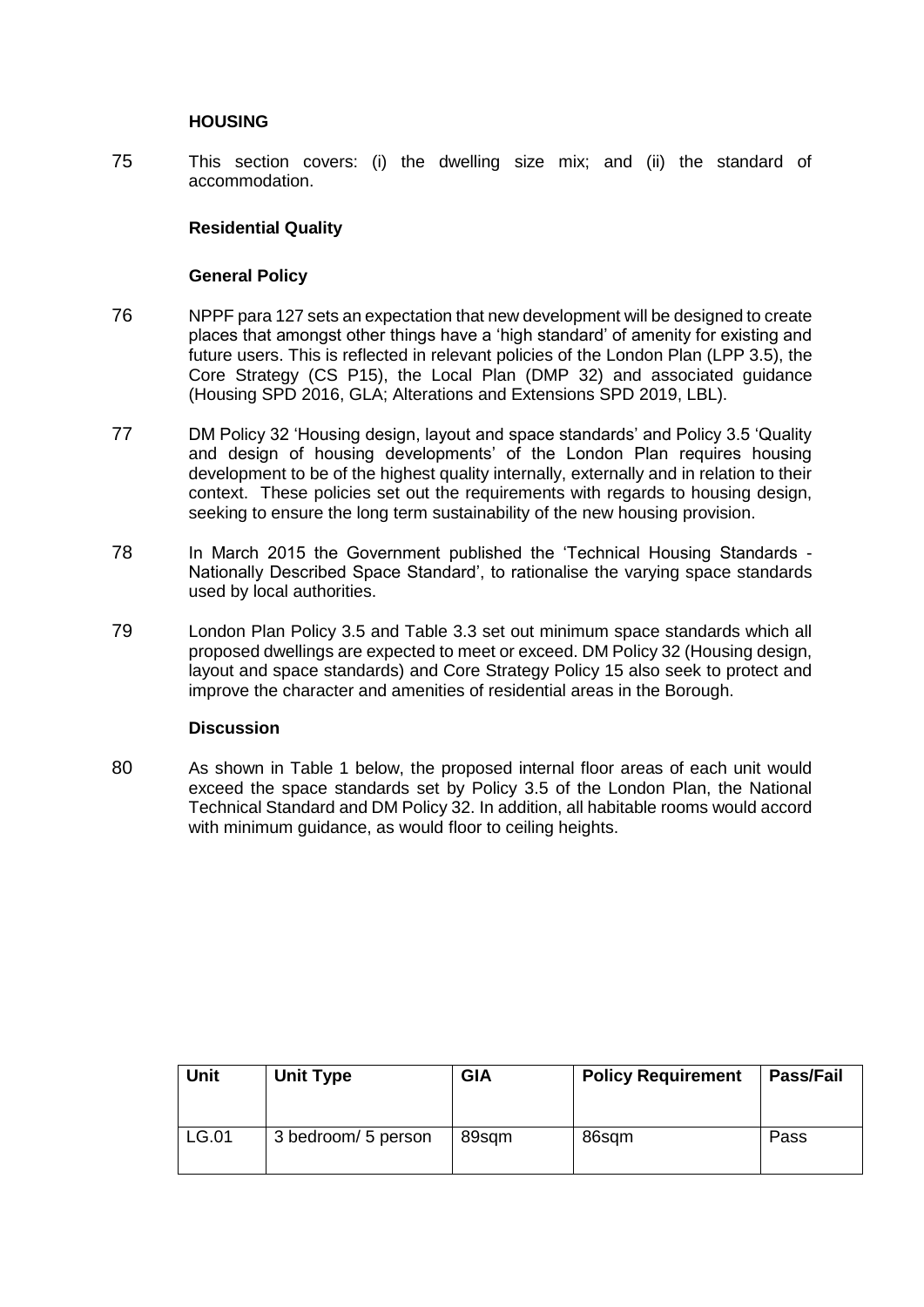### HOUSING

75 This section covers: (i) the dwelling size mix; and (ii) the standard of accommodation.

#### Residential Quality

#### General Policy

76 NPPF para 127 sets an expectation that new development will be designed to create places that amongst other things have a 'high standard' of amenity for existing and future users. This is reflected in relevant policies of the London Plan (LPP 3.5), the Core Strategy (CS P15), the Local Plan (DMP 32) and associated guidance (Housing SPD 2016, GLA; Alterations and Extensions SPD 2019, LBL).

77 DM Policy 32 'Housing design, layout and space standards' and Policy 3.5 'Quality and design of housing developments' of the London Plan requires housing development to be of the highest quality internally, externally and in relation to their context. These policies set out the requirements with regards to housing design, seeking to ensure the long term sustainability of the new housing provision.

78 In March 2015 the Government published the 'Technical Housing Standards - Nationally Described Space Standard', to rationalise the varying space standards used by local authorities.

79 London Plan Policy 3.5 and Table 3.3 set out minimum space standards which all proposed dwellings are expected to meet or exceed. DM Policy 32 (Housing design, layout and space standards) and Core Strategy Policy 15 also seek to protect and improve the character and amenities of residential areas in the Borough.

#### Discussion

80 As shown in Table 1 below, the proposed internal floor areas of each unit would exceed the space standards set by Policy 3.5 of the London Plan, the National Technical Standard and DM Policy 32. In addition, all habitable rooms would accord with minimum guidance, as would floor to ceiling heights.

| Unit | Unit Type | GIA | Policy Requirement | Pass/Fail |
|---|---|---|---|---|
| LG.01 | 3 bedroom/ 5 person | 89sqm | 86sqm | Pass |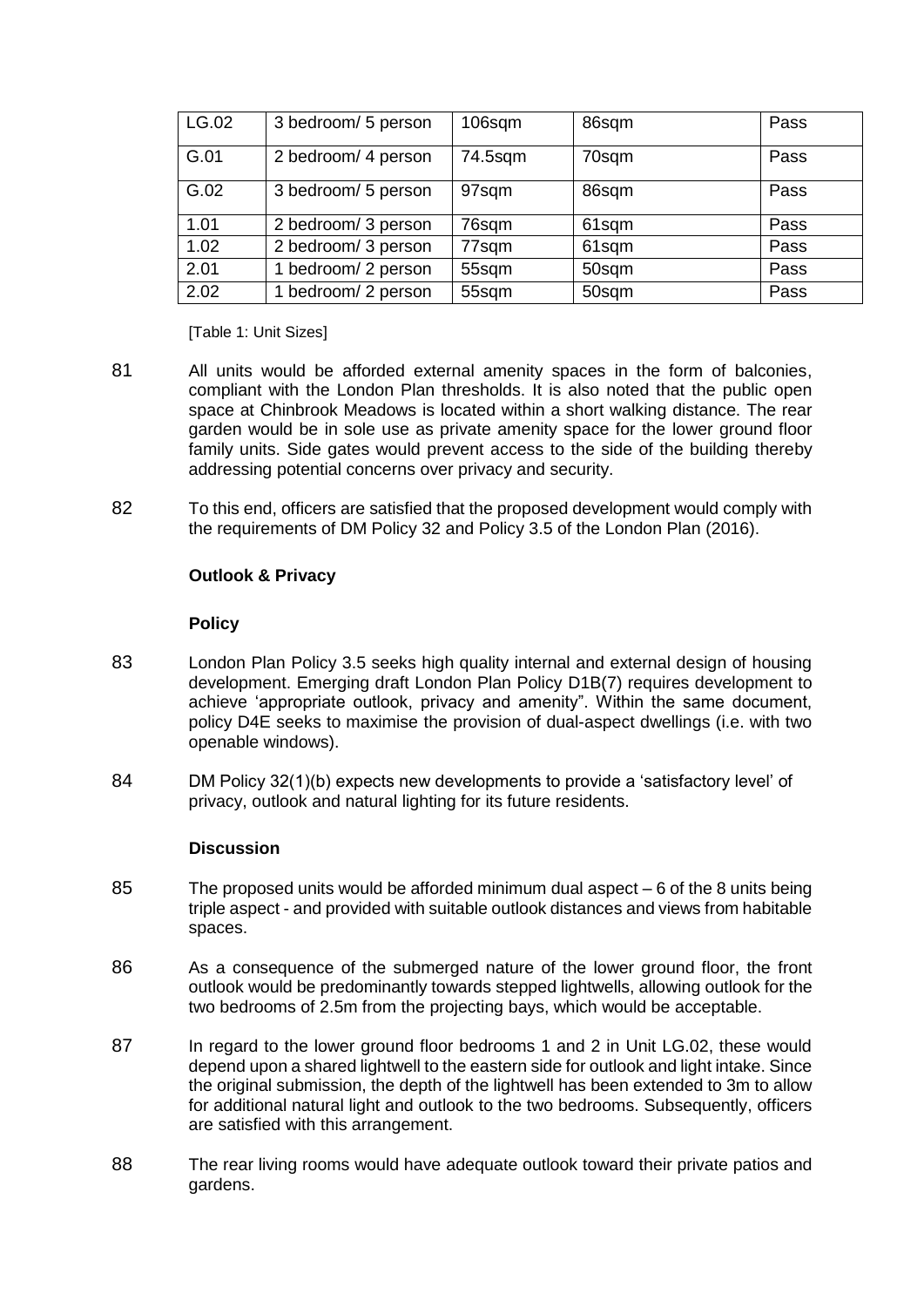| | | | | |
|---|---|---|---|---|
| LG.02 | 3 bedroom/ 5 person | 106sqm | 86sqm | Pass |
| G.01 | 2 bedroom/ 4 person | 74.5sqm | 70sqm | Pass |
| G.02 | 3 bedroom/ 5 person | 97sqm | 86sqm | Pass |
| 1.01 | 2 bedroom/ 3 person | 76sqm | 61sqm | Pass |
| 1.02 | 2 bedroom/ 3 person | 77sqm | 61sqm | Pass |
| 2.01 | 1 bedroom/ 2 person | 55sqm | 50sqm | Pass |
| 2.02 | 1 bedroom/ 2 person | 55sqm | 50sqm | Pass |

[Table 1: Unit Sizes]

81 All units would be afforded external amenity spaces in the form of balconies, compliant with the London Plan thresholds. It is also noted that the public open space at Chinbrook Meadows is located within a short walking distance. The rear garden would be in sole use as private amenity space for the lower ground floor family units. Side gates would prevent access to the side of the building thereby addressing potential concerns over privacy and security.

82 To this end, officers are satisfied that the proposed development would comply with the requirements of DM Policy 32 and Policy 3.5 of the London Plan (2016).

**Outlook & Privacy**

**Policy**

83 London Plan Policy 3.5 seeks high quality internal and external design of housing development. Emerging draft London Plan Policy D1B(7) requires development to achieve 'appropriate outlook, privacy and amenity". Within the same document, policy D4E seeks to maximise the provision of dual-aspect dwellings (i.e. with two openable windows).

84 DM Policy 32(1)(b) expects new developments to provide a 'satisfactory level' of privacy, outlook and natural lighting for its future residents.

**Discussion**

85 The proposed units would be afforded minimum dual aspect – 6 of the 8 units being triple aspect - and provided with suitable outlook distances and views from habitable spaces.

86 As a consequence of the submerged nature of the lower ground floor, the front outlook would be predominantly towards stepped lightwells, allowing outlook for the two bedrooms of 2.5m from the projecting bays, which would be acceptable.

87 In regard to the lower ground floor bedrooms 1 and 2 in Unit LG.02, these would depend upon a shared lightwell to the eastern side for outlook and light intake. Since the original submission, the depth of the lightwell has been extended to 3m to allow for additional natural light and outlook to the two bedrooms. Subsequently, officers are satisfied with this arrangement.

88 The rear living rooms would have adequate outlook toward their private patios and gardens.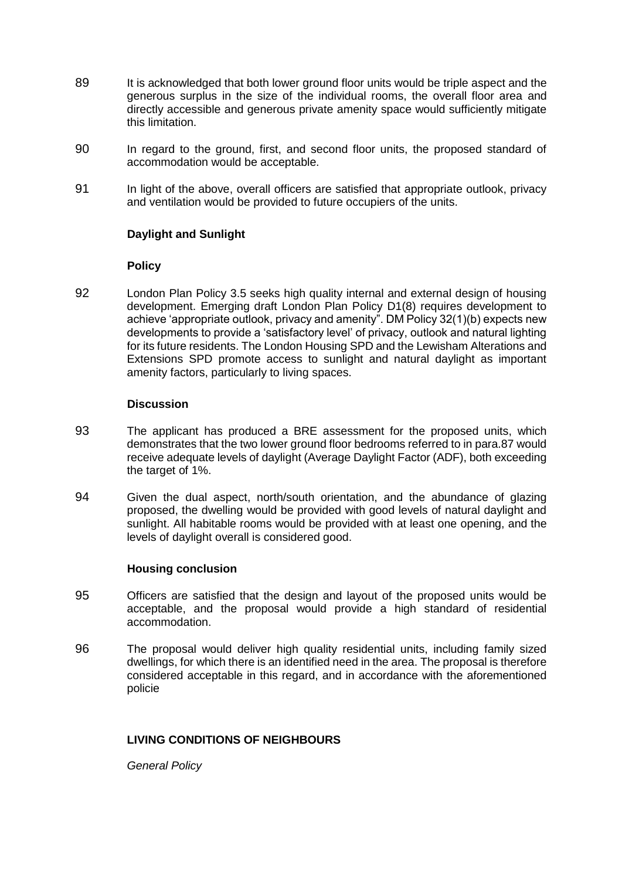89 It is acknowledged that both lower ground floor units would be triple aspect and the generous surplus in the size of the individual rooms, the overall floor area and directly accessible and generous private amenity space would sufficiently mitigate this limitation.

90 In regard to the ground, first, and second floor units, the proposed standard of accommodation would be acceptable.

91 In light of the above, overall officers are satisfied that appropriate outlook, privacy and ventilation would be provided to future occupiers of the units.

**Daylight and Sunlight**

**Policy**

92 London Plan Policy 3.5 seeks high quality internal and external design of housing development. Emerging draft London Plan Policy D1(8) requires development to achieve 'appropriate outlook, privacy and amenity". DM Policy 32(1)(b) expects new developments to provide a 'satisfactory level' of privacy, outlook and natural lighting for its future residents. The London Housing SPD and the Lewisham Alterations and Extensions SPD promote access to sunlight and natural daylight as important amenity factors, particularly to living spaces.

**Discussion**

93 The applicant has produced a BRE assessment for the proposed units, which demonstrates that the two lower ground floor bedrooms referred to in para.87 would receive adequate levels of daylight (Average Daylight Factor (ADF), both exceeding the target of 1%.

94 Given the dual aspect, north/south orientation, and the abundance of glazing proposed, the dwelling would be provided with good levels of natural daylight and sunlight. All habitable rooms would be provided with at least one opening, and the levels of daylight overall is considered good.

**Housing conclusion**

95 Officers are satisfied that the design and layout of the proposed units would be acceptable, and the proposal would provide a high standard of residential accommodation.

96 The proposal would deliver high quality residential units, including family sized dwellings, for which there is an identified need in the area. The proposal is therefore considered acceptable in this regard, and in accordance with the aforementioned policie

**LIVING CONDITIONS OF NEIGHBOURS**

*General Policy*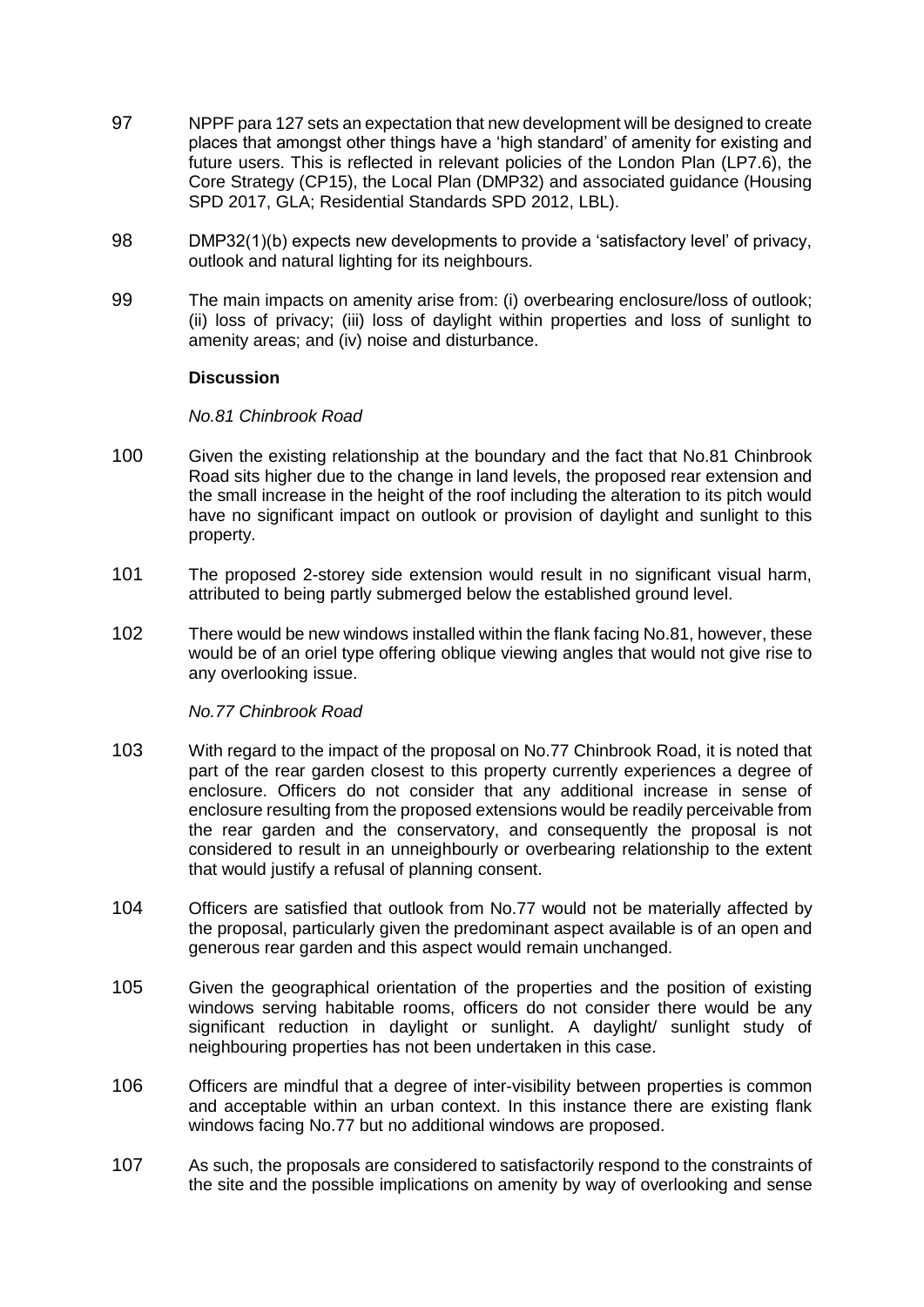97 NPPF para 127 sets an expectation that new development will be designed to create places that amongst other things have a 'high standard' of amenity for existing and future users. This is reflected in relevant policies of the London Plan (LP7.6), the Core Strategy (CP15), the Local Plan (DMP32) and associated guidance (Housing SPD 2017, GLA; Residential Standards SPD 2012, LBL).

98 DMP32(1)(b) expects new developments to provide a 'satisfactory level' of privacy, outlook and natural lighting for its neighbours.

99 The main impacts on amenity arise from: (i) overbearing enclosure/loss of outlook; (ii) loss of privacy; (iii) loss of daylight within properties and loss of sunlight to amenity areas; and (iv) noise and disturbance.

**Discussion**

*No.81 Chinbrook Road*

100 Given the existing relationship at the boundary and the fact that No.81 Chinbrook Road sits higher due to the change in land levels, the proposed rear extension and the small increase in the height of the roof including the alteration to its pitch would have no significant impact on outlook or provision of daylight and sunlight to this property.

101 The proposed 2-storey side extension would result in no significant visual harm, attributed to being partly submerged below the established ground level.

102 There would be new windows installed within the flank facing No.81, however, these would be of an oriel type offering oblique viewing angles that would not give rise to any overlooking issue.

*No.77 Chinbrook Road*

103 With regard to the impact of the proposal on No.77 Chinbrook Road, it is noted that part of the rear garden closest to this property currently experiences a degree of enclosure. Officers do not consider that any additional increase in sense of enclosure resulting from the proposed extensions would be readily perceivable from the rear garden and the conservatory, and consequently the proposal is not considered to result in an unneighbourly or overbearing relationship to the extent that would justify a refusal of planning consent.

104 Officers are satisfied that outlook from No.77 would not be materially affected by the proposal, particularly given the predominant aspect available is of an open and generous rear garden and this aspect would remain unchanged.

105 Given the geographical orientation of the properties and the position of existing windows serving habitable rooms, officers do not consider there would be any significant reduction in daylight or sunlight. A daylight/ sunlight study of neighbouring properties has not been undertaken in this case.

106 Officers are mindful that a degree of inter-visibility between properties is common and acceptable within an urban context. In this instance there are existing flank windows facing No.77 but no additional windows are proposed.

107 As such, the proposals are considered to satisfactorily respond to the constraints of the site and the possible implications on amenity by way of overlooking and sense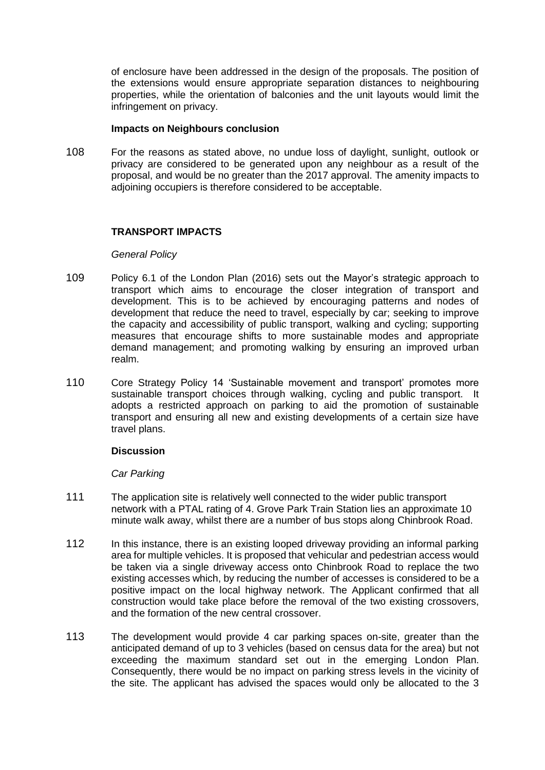of enclosure have been addressed in the design of the proposals. The position of the extensions would ensure appropriate separation distances to neighbouring properties, while the orientation of balconies and the unit layouts would limit the infringement on privacy.

**Impacts on Neighbours conclusion**

108 For the reasons as stated above, no undue loss of daylight, sunlight, outlook or privacy are considered to be generated upon any neighbour as a result of the proposal, and would be no greater than the 2017 approval. The amenity impacts to adjoining occupiers is therefore considered to be acceptable.

**TRANSPORT IMPACTS**

*General Policy*

109 Policy 6.1 of the London Plan (2016) sets out the Mayor's strategic approach to transport which aims to encourage the closer integration of transport and development. This is to be achieved by encouraging patterns and nodes of development that reduce the need to travel, especially by car; seeking to improve the capacity and accessibility of public transport, walking and cycling; supporting measures that encourage shifts to more sustainable modes and appropriate demand management; and promoting walking by ensuring an improved urban realm.

110 Core Strategy Policy 14 'Sustainable movement and transport' promotes more sustainable transport choices through walking, cycling and public transport. It adopts a restricted approach on parking to aid the promotion of sustainable transport and ensuring all new and existing developments of a certain size have travel plans.

**Discussion**

*Car Parking*

111 The application site is relatively well connected to the wider public transport network with a PTAL rating of 4. Grove Park Train Station lies an approximate 10 minute walk away, whilst there are a number of bus stops along Chinbrook Road.

112 In this instance, there is an existing looped driveway providing an informal parking area for multiple vehicles. It is proposed that vehicular and pedestrian access would be taken via a single driveway access onto Chinbrook Road to replace the two existing accesses which, by reducing the number of accesses is considered to be a positive impact on the local highway network. The Applicant confirmed that all construction would take place before the removal of the two existing crossovers, and the formation of the new central crossover.

113 The development would provide 4 car parking spaces on-site, greater than the anticipated demand of up to 3 vehicles (based on census data for the area) but not exceeding the maximum standard set out in the emerging London Plan. Consequently, there would be no impact on parking stress levels in the vicinity of the site. The applicant has advised the spaces would only be allocated to the 3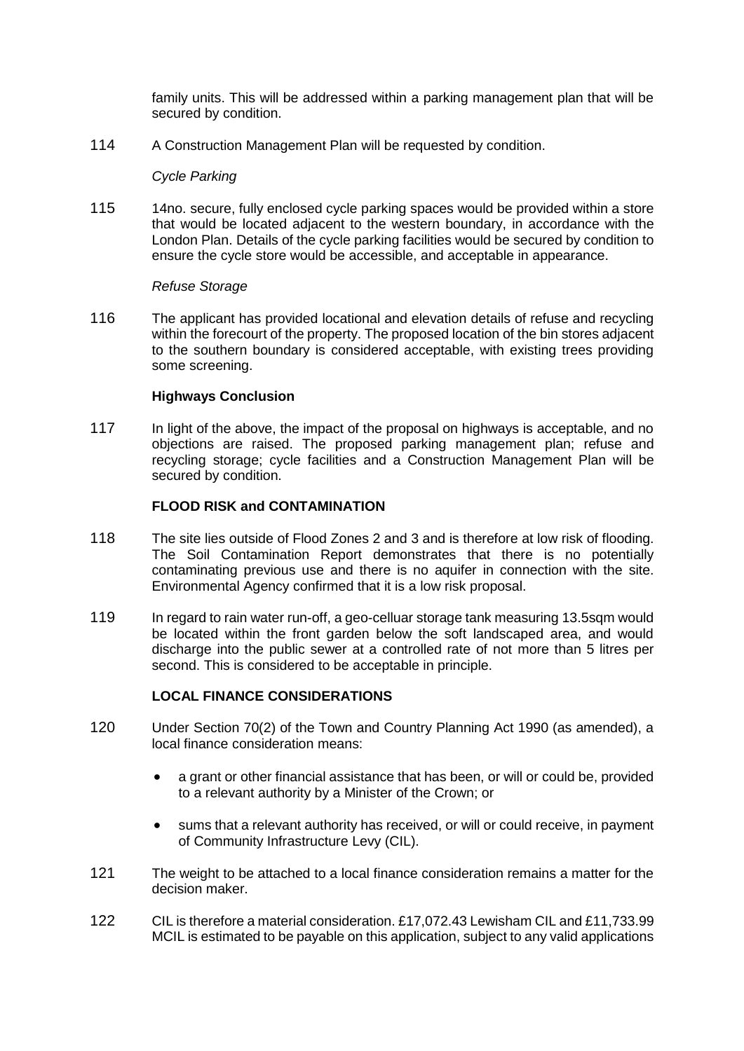family units. This will be addressed within a parking management plan that will be secured by condition.

114 A Construction Management Plan will be requested by condition.

*Cycle Parking*

115 14no. secure, fully enclosed cycle parking spaces would be provided within a store that would be located adjacent to the western boundary, in accordance with the London Plan. Details of the cycle parking facilities would be secured by condition to ensure the cycle store would be accessible, and acceptable in appearance.

*Refuse Storage*

116 The applicant has provided locational and elevation details of refuse and recycling within the forecourt of the property. The proposed location of the bin stores adjacent to the southern boundary is considered acceptable, with existing trees providing some screening.

**Highways Conclusion**

117 In light of the above, the impact of the proposal on highways is acceptable, and no objections are raised. The proposed parking management plan; refuse and recycling storage; cycle facilities and a Construction Management Plan will be secured by condition.

**FLOOD RISK and CONTAMINATION**

118 The site lies outside of Flood Zones 2 and 3 and is therefore at low risk of flooding. The Soil Contamination Report demonstrates that there is no potentially contaminating previous use and there is no aquifer in connection with the site. Environmental Agency confirmed that it is a low risk proposal.

119 In regard to rain water run-off, a geo-celluar storage tank measuring 13.5sqm would be located within the front garden below the soft landscaped area, and would discharge into the public sewer at a controlled rate of not more than 5 litres per second. This is considered to be acceptable in principle.

**LOCAL FINANCE CONSIDERATIONS**

120 Under Section 70(2) of the Town and Country Planning Act 1990 (as amended), a local finance consideration means:

- a grant or other financial assistance that has been, or will or could be, provided to a relevant authority by a Minister of the Crown; or
- sums that a relevant authority has received, or will or could receive, in payment of Community Infrastructure Levy (CIL).

121 The weight to be attached to a local finance consideration remains a matter for the decision maker.

122 CIL is therefore a material consideration. £17,072.43 Lewisham CIL and £11,733.99 MCIL is estimated to be payable on this application, subject to any valid applications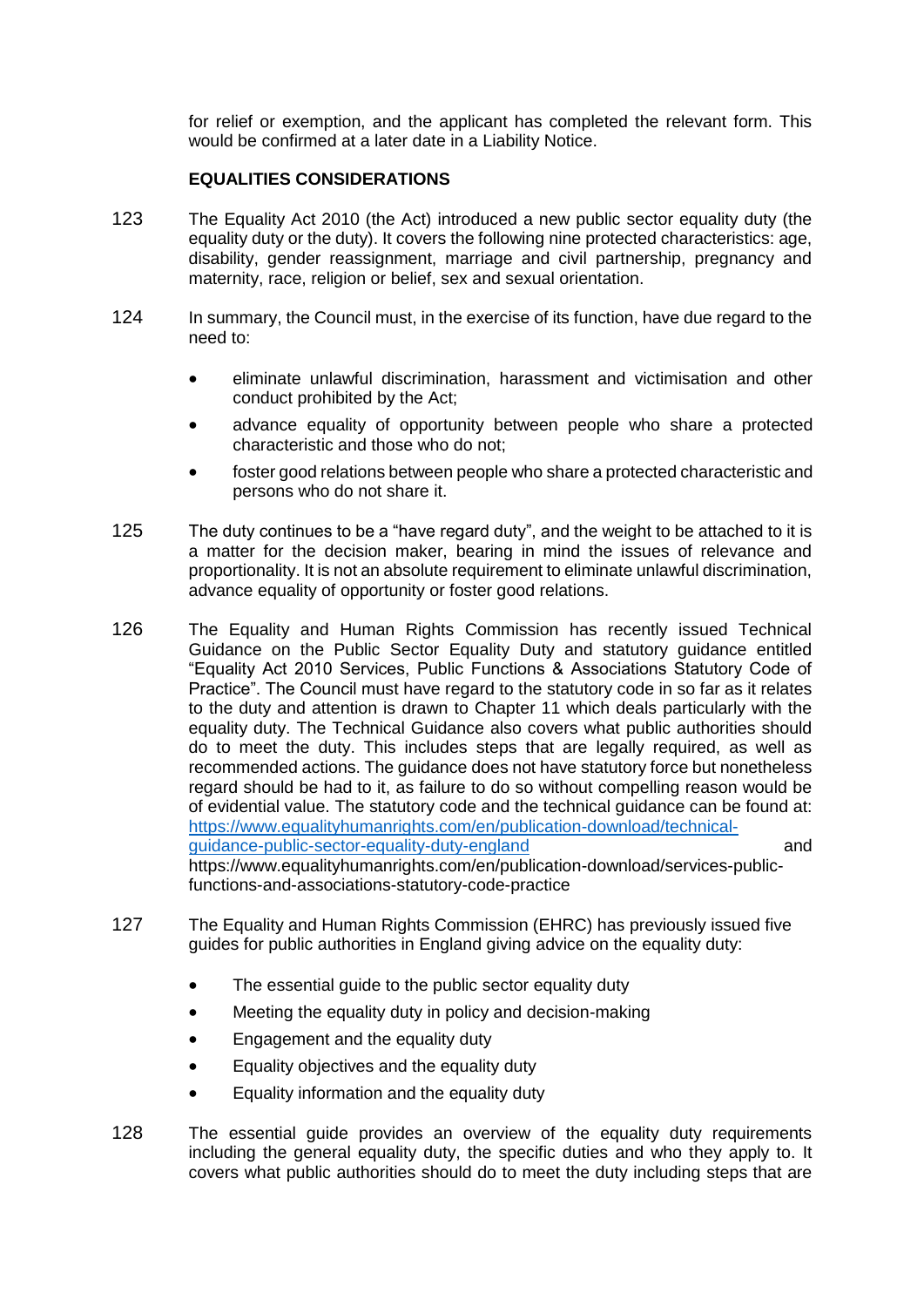for relief or exemption, and the applicant has completed the relevant form. This would be confirmed at a later date in a Liability Notice.

**EQUALITIES CONSIDERATIONS**

123 The Equality Act 2010 (the Act) introduced a new public sector equality duty (the equality duty or the duty). It covers the following nine protected characteristics: age, disability, gender reassignment, marriage and civil partnership, pregnancy and maternity, race, religion or belief, sex and sexual orientation.

124 In summary, the Council must, in the exercise of its function, have due regard to the need to:

- eliminate unlawful discrimination, harassment and victimisation and other conduct prohibited by the Act;
- advance equality of opportunity between people who share a protected characteristic and those who do not;
- foster good relations between people who share a protected characteristic and persons who do not share it.

125 The duty continues to be a "have regard duty", and the weight to be attached to it is a matter for the decision maker, bearing in mind the issues of relevance and proportionality. It is not an absolute requirement to eliminate unlawful discrimination, advance equality of opportunity or foster good relations.

126 The Equality and Human Rights Commission has recently issued Technical Guidance on the Public Sector Equality Duty and statutory guidance entitled "Equality Act 2010 Services, Public Functions & Associations Statutory Code of Practice". The Council must have regard to the statutory code in so far as it relates to the duty and attention is drawn to Chapter 11 which deals particularly with the equality duty. The Technical Guidance also covers what public authorities should do to meet the duty. This includes steps that are legally required, as well as recommended actions. The guidance does not have statutory force but nonetheless regard should be had to it, as failure to do so without compelling reason would be of evidential value. The statutory code and the technical guidance can be found at: [https://www.equalityhumanrights.com/en/publication-download/technical-guidance-public-sector-equality-duty-england](https://www.equalityhumanrights.com/en/publication-download/technical-guidance-public-sector-equality-duty-england) and https://www.equalityhumanrights.com/en/publication-download/services-public-functions-and-associations-statutory-code-practice

127 The Equality and Human Rights Commission (EHRC) has previously issued five guides for public authorities in England giving advice on the equality duty:

- The essential guide to the public sector equality duty
- Meeting the equality duty in policy and decision-making
- Engagement and the equality duty
- Equality objectives and the equality duty
- Equality information and the equality duty

128 The essential guide provides an overview of the equality duty requirements including the general equality duty, the specific duties and who they apply to. It covers what public authorities should do to meet the duty including steps that are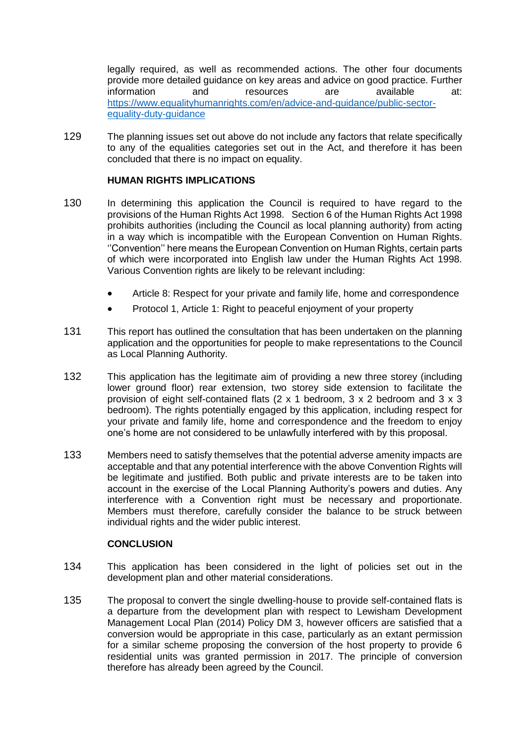legally required, as well as recommended actions. The other four documents provide more detailed guidance on key areas and advice on good practice. Further information and resources are available at: [https://www.equalityhumanrights.com/en/advice-and-guidance/public-sector-equality-duty-guidance](https://www.equalityhumanrights.com/en/advice-and-guidance/public-sector-equality-duty-guidance)

129 The planning issues set out above do not include any factors that relate specifically to any of the equalities categories set out in the Act, and therefore it has been concluded that there is no impact on equality.

**HUMAN RIGHTS IMPLICATIONS**

130 In determining this application the Council is required to have regard to the provisions of the Human Rights Act 1998. Section 6 of the Human Rights Act 1998 prohibits authorities (including the Council as local planning authority) from acting in a way which is incompatible with the European Convention on Human Rights. ''Convention'' here means the European Convention on Human Rights, certain parts of which were incorporated into English law under the Human Rights Act 1998. Various Convention rights are likely to be relevant including:

- Article 8: Respect for your private and family life, home and correspondence
- Protocol 1, Article 1: Right to peaceful enjoyment of your property

131 This report has outlined the consultation that has been undertaken on the planning application and the opportunities for people to make representations to the Council as Local Planning Authority.

132 This application has the legitimate aim of providing a new three storey (including lower ground floor) rear extension, two storey side extension to facilitate the provision of eight self-contained flats (2 x 1 bedroom, 3 x 2 bedroom and 3 x 3 bedroom). The rights potentially engaged by this application, including respect for your private and family life, home and correspondence and the freedom to enjoy one's home are not considered to be unlawfully interfered with by this proposal.

133 Members need to satisfy themselves that the potential adverse amenity impacts are acceptable and that any potential interference with the above Convention Rights will be legitimate and justified. Both public and private interests are to be taken into account in the exercise of the Local Planning Authority's powers and duties. Any interference with a Convention right must be necessary and proportionate. Members must therefore, carefully consider the balance to be struck between individual rights and the wider public interest.

**CONCLUSION**

134 This application has been considered in the light of policies set out in the development plan and other material considerations.

135 The proposal to convert the single dwelling-house to provide self-contained flats is a departure from the development plan with respect to Lewisham Development Management Local Plan (2014) Policy DM 3, however officers are satisfied that a conversion would be appropriate in this case, particularly as an extant permission for a similar scheme proposing the conversion of the host property to provide 6 residential units was granted permission in 2017. The principle of conversion therefore has already been agreed by the Council.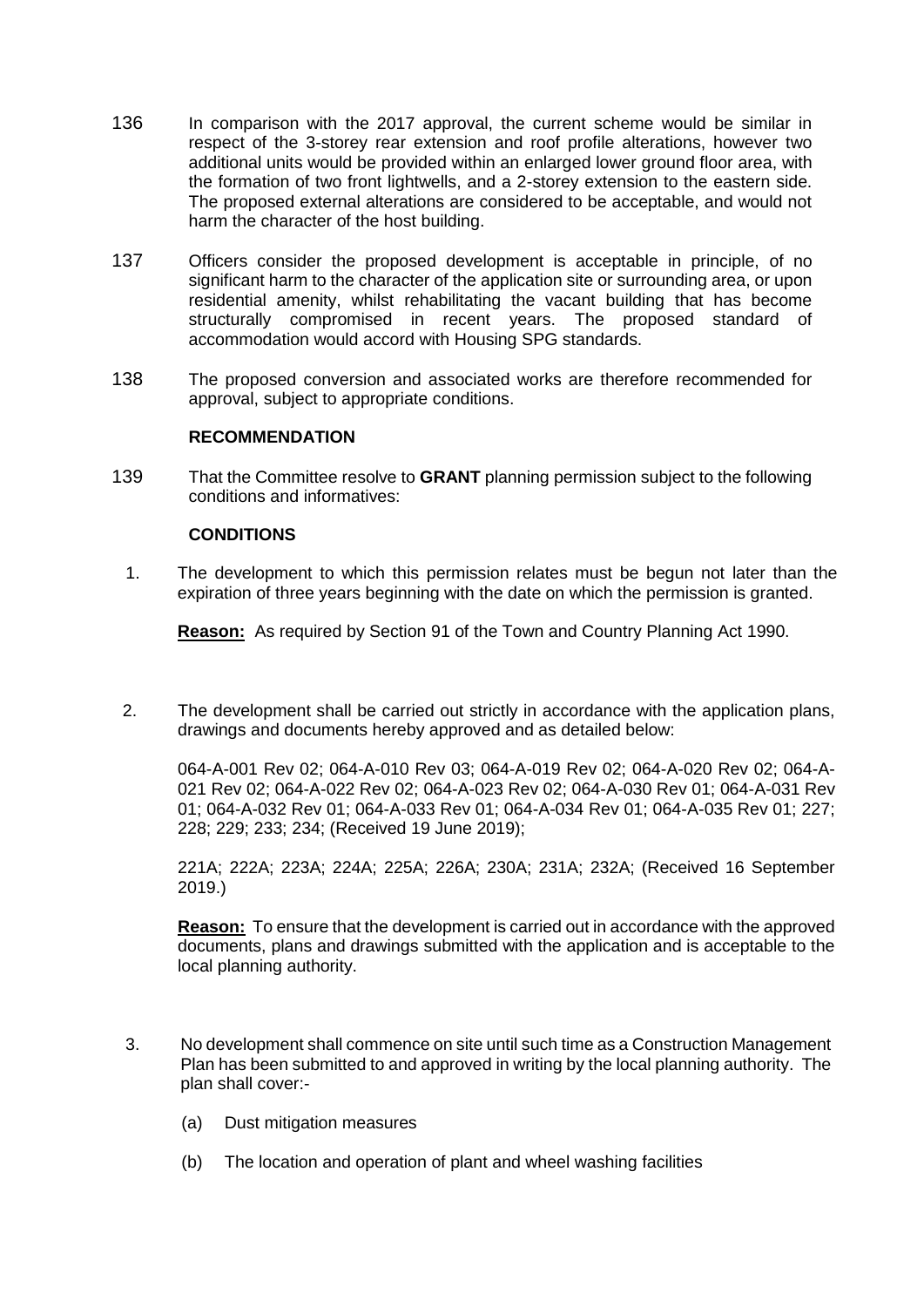136 In comparison with the 2017 approval, the current scheme would be similar in respect of the 3-storey rear extension and roof profile alterations, however two additional units would be provided within an enlarged lower ground floor area, with the formation of two front lightwells, and a 2-storey extension to the eastern side. The proposed external alterations are considered to be acceptable, and would not harm the character of the host building.

137 Officers consider the proposed development is acceptable in principle, of no significant harm to the character of the application site or surrounding area, or upon residential amenity, whilst rehabilitating the vacant building that has become structurally compromised in recent years. The proposed standard of accommodation would accord with Housing SPG standards.

138 The proposed conversion and associated works are therefore recommended for approval, subject to appropriate conditions.

**RECOMMENDATION**

139 That the Committee resolve to **GRANT** planning permission subject to the following conditions and informatives:

**CONDITIONS**

1. The development to which this permission relates must be begun not later than the expiration of three years beginning with the date on which the permission is granted.

   **Reason:** As required by Section 91 of the Town and Country Planning Act 1990.

2. The development shall be carried out strictly in accordance with the application plans, drawings and documents hereby approved and as detailed below:

   064-A-001 Rev 02; 064-A-010 Rev 03; 064-A-019 Rev 02; 064-A-020 Rev 02; 064-A-021 Rev 02; 064-A-022 Rev 02; 064-A-023 Rev 02; 064-A-030 Rev 01; 064-A-031 Rev 01; 064-A-032 Rev 01; 064-A-033 Rev 01; 064-A-034 Rev 01; 064-A-035 Rev 01; 227; 228; 229; 233; 234; (Received 19 June 2019);

   221A; 222A; 223A; 224A; 225A; 226A; 230A; 231A; 232A; (Received 16 September 2019.)

   **Reason:** To ensure that the development is carried out in accordance with the approved documents, plans and drawings submitted with the application and is acceptable to the local planning authority.

3. No development shall commence on site until such time as a Construction Management Plan has been submitted to and approved in writing by the local planning authority. The plan shall cover:-

   (a) Dust mitigation measures

   (b) The location and operation of plant and wheel washing facilities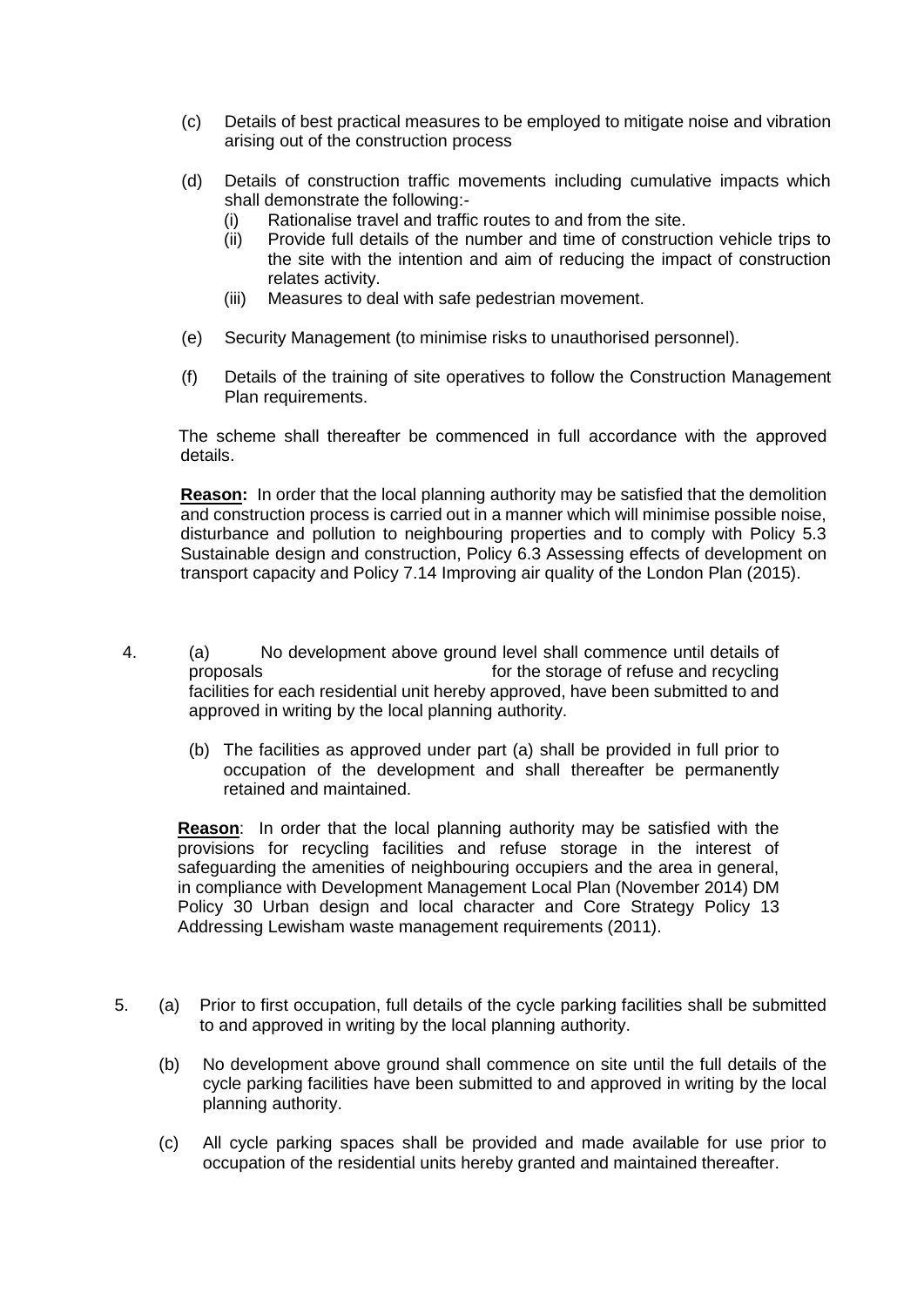(c) Details of best practical measures to be employed to mitigate noise and vibration arising out of the construction process

(d) Details of construction traffic movements including cumulative impacts which shall demonstrate the following:-
   (i) Rationalise travel and traffic routes to and from the site.
   (ii) Provide full details of the number and time of construction vehicle trips to the site with the intention and aim of reducing the impact of construction relates activity.
   (iii) Measures to deal with safe pedestrian movement.

(e) Security Management (to minimise risks to unauthorised personnel).

(f) Details of the training of site operatives to follow the Construction Management Plan requirements.

The scheme shall thereafter be commenced in full accordance with the approved details.

**Reason:** In order that the local planning authority may be satisfied that the demolition and construction process is carried out in a manner which will minimise possible noise, disturbance and pollution to neighbouring properties and to comply with Policy 5.3 Sustainable design and construction, Policy 6.3 Assessing effects of development on transport capacity and Policy 7.14 Improving air quality of the London Plan (2015).

4. (a) No development above ground level shall commence until details of proposals for the storage of refuse and recycling facilities for each residential unit hereby approved, have been submitted to and approved in writing by the local planning authority.

   (b) The facilities as approved under part (a) shall be provided in full prior to occupation of the development and shall thereafter be permanently retained and maintained.

   **Reason**: In order that the local planning authority may be satisfied with the provisions for recycling facilities and refuse storage in the interest of safeguarding the amenities of neighbouring occupiers and the area in general, in compliance with Development Management Local Plan (November 2014) DM Policy 30 Urban design and local character and Core Strategy Policy 13 Addressing Lewisham waste management requirements (2011).

5. (a) Prior to first occupation, full details of the cycle parking facilities shall be submitted to and approved in writing by the local planning authority.

   (b) No development above ground shall commence on site until the full details of the cycle parking facilities have been submitted to and approved in writing by the local planning authority.

   (c) All cycle parking spaces shall be provided and made available for use prior to occupation of the residential units hereby granted and maintained thereafter.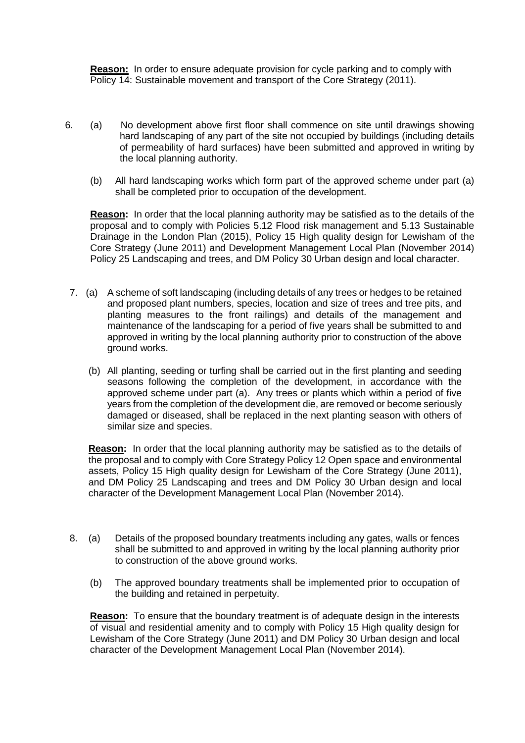**Reason:** In order to ensure adequate provision for cycle parking and to comply with Policy 14: Sustainable movement and transport of the Core Strategy (2011).

6. (a) No development above first floor shall commence on site until drawings showing hard landscaping of any part of the site not occupied by buildings (including details of permeability of hard surfaces) have been submitted and approved in writing by the local planning authority.

   (b) All hard landscaping works which form part of the approved scheme under part (a) shall be completed prior to occupation of the development.

   **Reason:** In order that the local planning authority may be satisfied as to the details of the proposal and to comply with Policies 5.12 Flood risk management and 5.13 Sustainable Drainage in the London Plan (2015), Policy 15 High quality design for Lewisham of the Core Strategy (June 2011) and Development Management Local Plan (November 2014) Policy 25 Landscaping and trees, and DM Policy 30 Urban design and local character.

7. (a) A scheme of soft landscaping (including details of any trees or hedges to be retained and proposed plant numbers, species, location and size of trees and tree pits, and planting measures to the front railings) and details of the management and maintenance of the landscaping for a period of five years shall be submitted to and approved in writing by the local planning authority prior to construction of the above ground works.

   (b) All planting, seeding or turfing shall be carried out in the first planting and seeding seasons following the completion of the development, in accordance with the approved scheme under part (a). Any trees or plants which within a period of five years from the completion of the development die, are removed or become seriously damaged or diseased, shall be replaced in the next planting season with others of similar size and species.

   **Reason:** In order that the local planning authority may be satisfied as to the details of the proposal and to comply with Core Strategy Policy 12 Open space and environmental assets, Policy 15 High quality design for Lewisham of the Core Strategy (June 2011), and DM Policy 25 Landscaping and trees and DM Policy 30 Urban design and local character of the Development Management Local Plan (November 2014).

8. (a) Details of the proposed boundary treatments including any gates, walls or fences shall be submitted to and approved in writing by the local planning authority prior to construction of the above ground works.

   (b) The approved boundary treatments shall be implemented prior to occupation of the building and retained in perpetuity.

   **Reason:** To ensure that the boundary treatment is of adequate design in the interests of visual and residential amenity and to comply with Policy 15 High quality design for Lewisham of the Core Strategy (June 2011) and DM Policy 30 Urban design and local character of the Development Management Local Plan (November 2014).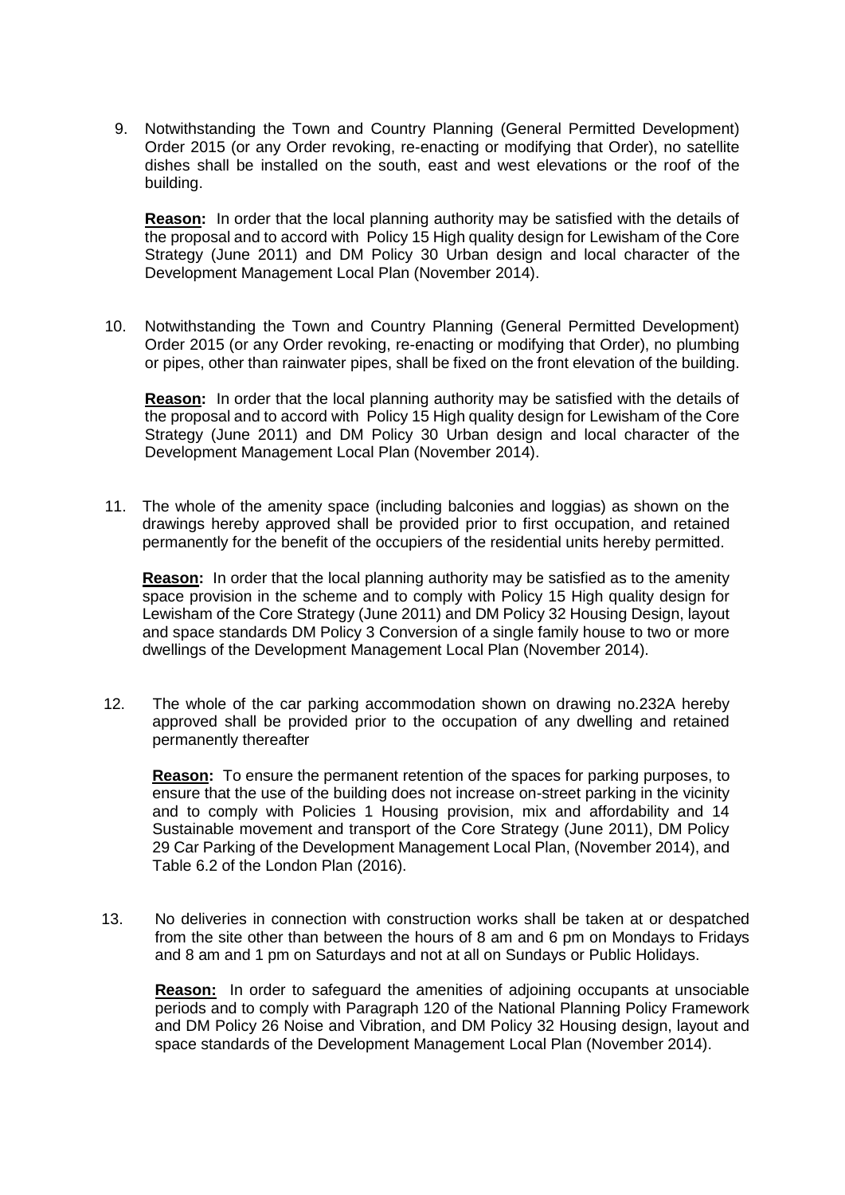9. Notwithstanding the Town and Country Planning (General Permitted Development) Order 2015 (or any Order revoking, re-enacting or modifying that Order), no satellite dishes shall be installed on the south, east and west elevations or the roof of the building.

   **Reason:** In order that the local planning authority may be satisfied with the details of the proposal and to accord with Policy 15 High quality design for Lewisham of the Core Strategy (June 2011) and DM Policy 30 Urban design and local character of the Development Management Local Plan (November 2014).

10. Notwithstanding the Town and Country Planning (General Permitted Development) Order 2015 (or any Order revoking, re-enacting or modifying that Order), no plumbing or pipes, other than rainwater pipes, shall be fixed on the front elevation of the building.

    **Reason:** In order that the local planning authority may be satisfied with the details of the proposal and to accord with Policy 15 High quality design for Lewisham of the Core Strategy (June 2011) and DM Policy 30 Urban design and local character of the Development Management Local Plan (November 2014).

11. The whole of the amenity space (including balconies and loggias) as shown on the drawings hereby approved shall be provided prior to first occupation, and retained permanently for the benefit of the occupiers of the residential units hereby permitted.

    **Reason:** In order that the local planning authority may be satisfied as to the amenity space provision in the scheme and to comply with Policy 15 High quality design for Lewisham of the Core Strategy (June 2011) and DM Policy 32 Housing Design, layout and space standards DM Policy 3 Conversion of a single family house to two or more dwellings of the Development Management Local Plan (November 2014).

12. The whole of the car parking accommodation shown on drawing no.232A hereby approved shall be provided prior to the occupation of any dwelling and retained permanently thereafter

    **Reason:** To ensure the permanent retention of the spaces for parking purposes, to ensure that the use of the building does not increase on-street parking in the vicinity and to comply with Policies 1 Housing provision, mix and affordability and 14 Sustainable movement and transport of the Core Strategy (June 2011), DM Policy 29 Car Parking of the Development Management Local Plan, (November 2014), and Table 6.2 of the London Plan (2016).

13. No deliveries in connection with construction works shall be taken at or despatched from the site other than between the hours of 8 am and 6 pm on Mondays to Fridays and 8 am and 1 pm on Saturdays and not at all on Sundays or Public Holidays.

    **Reason:** In order to safeguard the amenities of adjoining occupants at unsociable periods and to comply with Paragraph 120 of the National Planning Policy Framework and DM Policy 26 Noise and Vibration, and DM Policy 32 Housing design, layout and space standards of the Development Management Local Plan (November 2014).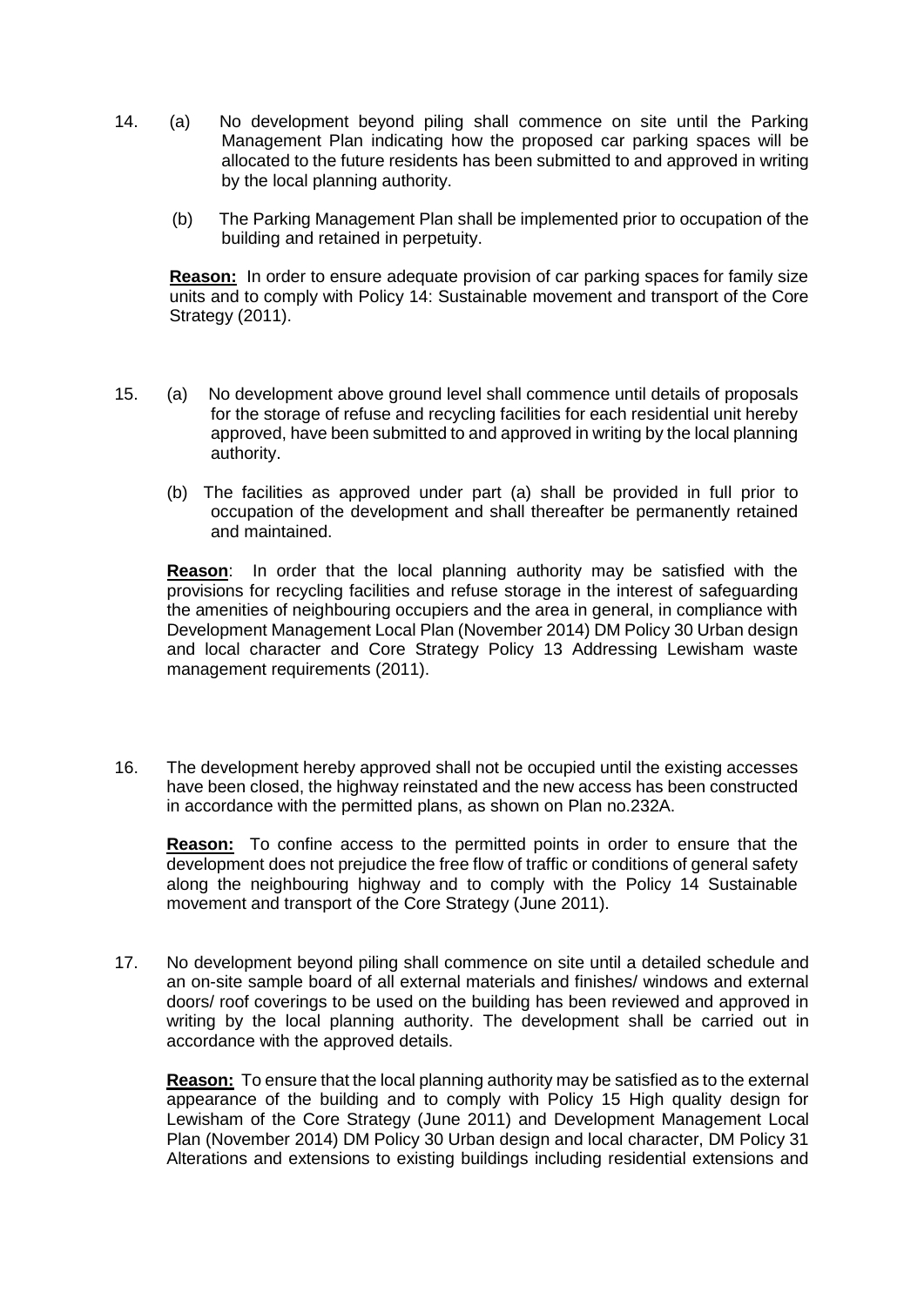14. (a) No development beyond piling shall commence on site until the Parking Management Plan indicating how the proposed car parking spaces will be allocated to the future residents has been submitted to and approved in writing by the local planning authority.

    (b) The Parking Management Plan shall be implemented prior to occupation of the building and retained in perpetuity.

    **Reason:** In order to ensure adequate provision of car parking spaces for family size units and to comply with Policy 14: Sustainable movement and transport of the Core Strategy (2011).

15. (a) No development above ground level shall commence until details of proposals for the storage of refuse and recycling facilities for each residential unit hereby approved, have been submitted to and approved in writing by the local planning authority.

    (b) The facilities as approved under part (a) shall be provided in full prior to occupation of the development and shall thereafter be permanently retained and maintained.

    **Reason**: In order that the local planning authority may be satisfied with the provisions for recycling facilities and refuse storage in the interest of safeguarding the amenities of neighbouring occupiers and the area in general, in compliance with Development Management Local Plan (November 2014) DM Policy 30 Urban design and local character and Core Strategy Policy 13 Addressing Lewisham waste management requirements (2011).

16. The development hereby approved shall not be occupied until the existing accesses have been closed, the highway reinstated and the new access has been constructed in accordance with the permitted plans, as shown on Plan no.232A.

    **Reason:** To confine access to the permitted points in order to ensure that the development does not prejudice the free flow of traffic or conditions of general safety along the neighbouring highway and to comply with the Policy 14 Sustainable movement and transport of the Core Strategy (June 2011).

17. No development beyond piling shall commence on site until a detailed schedule and an on-site sample board of all external materials and finishes/ windows and external doors/ roof coverings to be used on the building has been reviewed and approved in writing by the local planning authority. The development shall be carried out in accordance with the approved details.

    **Reason:** To ensure that the local planning authority may be satisfied as to the external appearance of the building and to comply with Policy 15 High quality design for Lewisham of the Core Strategy (June 2011) and Development Management Local Plan (November 2014) DM Policy 30 Urban design and local character, DM Policy 31 Alterations and extensions to existing buildings including residential extensions and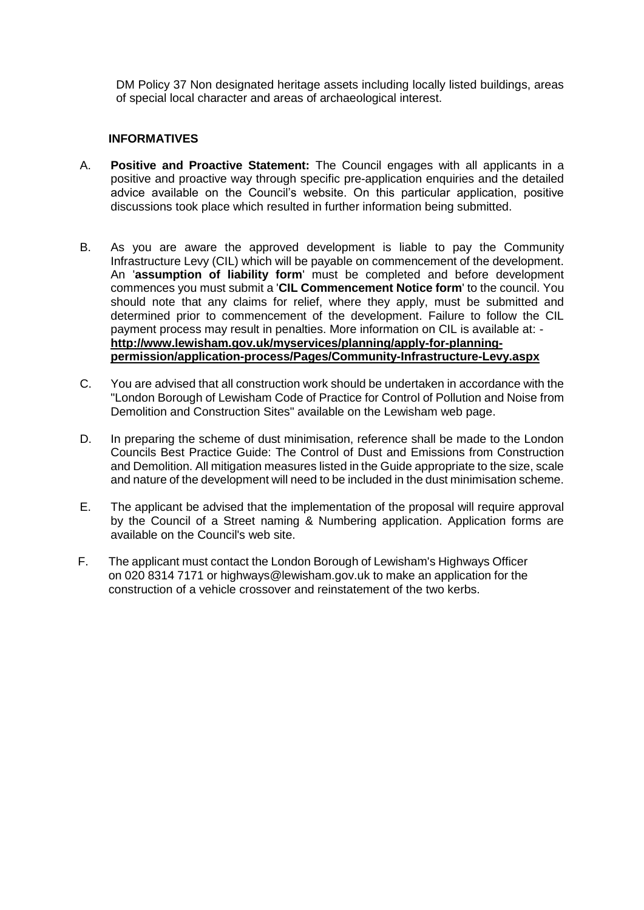DM Policy 37 Non designated heritage assets including locally listed buildings, areas of special local character and areas of archaeological interest.

## INFORMATIVES

A. **Positive and Proactive Statement:** The Council engages with all applicants in a positive and proactive way through specific pre-application enquiries and the detailed advice available on the Council's website. On this particular application, positive discussions took place which resulted in further information being submitted.

B. As you are aware the approved development is liable to pay the Community Infrastructure Levy (CIL) which will be payable on commencement of the development. An '**assumption of liability form**' must be completed and before development commences you must submit a '**CIL Commencement Notice form**' to the council. You should note that any claims for relief, where they apply, must be submitted and determined prior to commencement of the development. Failure to follow the CIL payment process may result in penalties. More information on CIL is available at: - **http://www.lewisham.gov.uk/myservices/planning/apply-for-planning-permission/application-process/Pages/Community-Infrastructure-Levy.aspx**

C. You are advised that all construction work should be undertaken in accordance with the "London Borough of Lewisham Code of Practice for Control of Pollution and Noise from Demolition and Construction Sites" available on the Lewisham web page.

D. In preparing the scheme of dust minimisation, reference shall be made to the London Councils Best Practice Guide: The Control of Dust and Emissions from Construction and Demolition. All mitigation measures listed in the Guide appropriate to the size, scale and nature of the development will need to be included in the dust minimisation scheme.

E. The applicant be advised that the implementation of the proposal will require approval by the Council of a Street naming & Numbering application. Application forms are available on the Council's web site.

F. The applicant must contact the London Borough of Lewisham's Highways Officer on 020 8314 7171 or highways@lewisham.gov.uk to make an application for the construction of a vehicle crossover and reinstatement of the two kerbs.